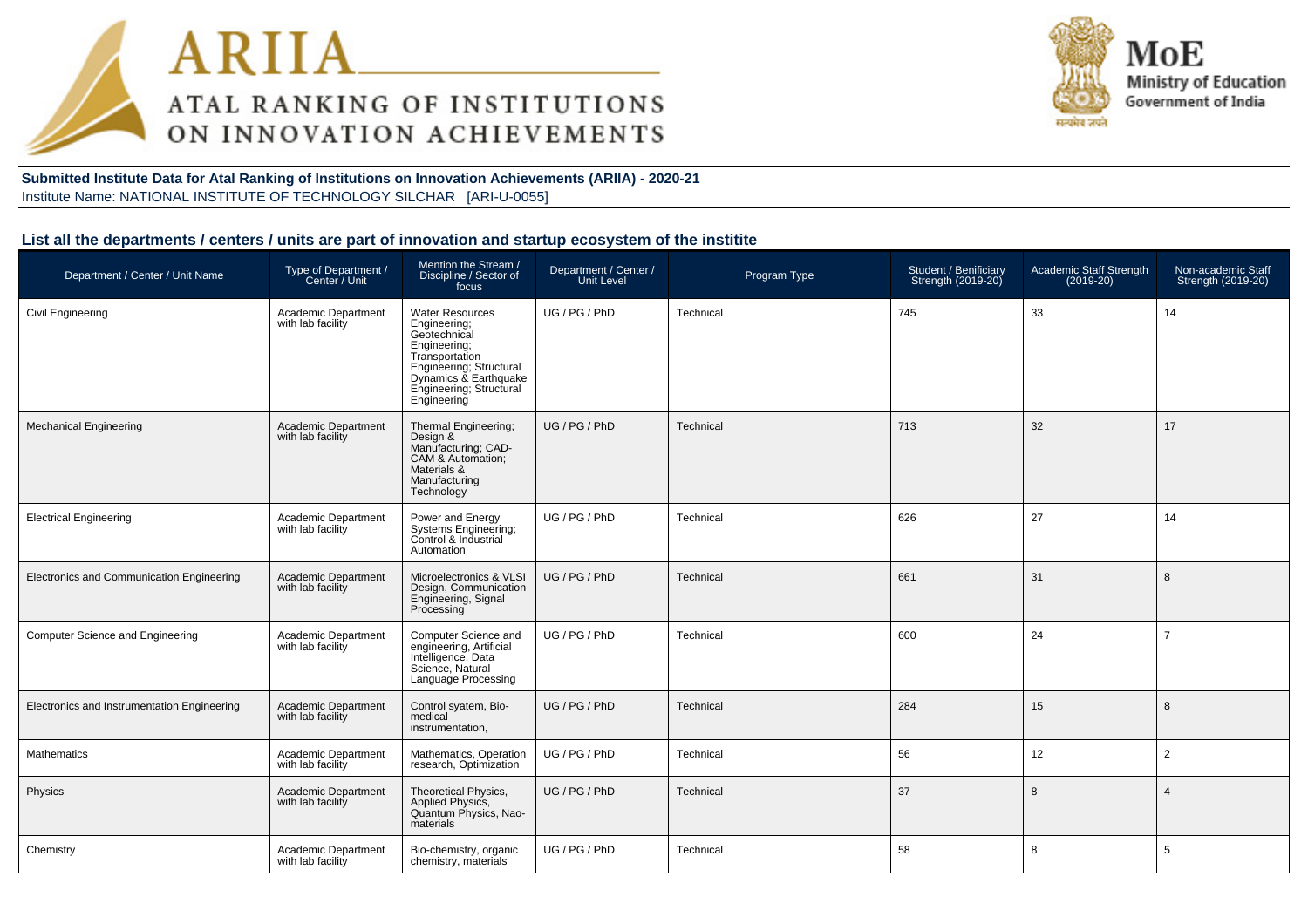# ARIIA
## ATAL RANKING OF INSTITUTIONS ON INNOVATION ACHIEVEMENTS

**MoE**
Ministry of Education
Government of India

**Submitted Institute Data for Atal Ranking of Institutions on Innovation Achievements (ARIIA) - 2020-21**
Institute Name: NATIONAL INSTITUTE OF TECHNOLOGY SILCHAR [ARI-U-0055]

### List all the departments / centers / units are part of innovation and startup ecosystem of the institite

| Department / Center / Unit Name | Type of Department / Center / Unit | Mention the Stream / Discipline / Sector of focus | Department / Center / Unit Level | Program Type | Student / Benificiary Strength (2019-20) | Academic Staff Strength (2019-20) | Non-academic Staff Strength (2019-20) |
|---|---|---|---|---|---|---|---|
| Civil Engineering | Academic Department with lab facility | Water Resources Engineering; Geotechnical Engineering; Transportation Engineering; Structural Dynamics & Earthquake Engineering; Structural Engineering | UG / PG / PhD | Technical | 745 | 33 | 14 |
| Mechanical Engineering | Academic Department with lab facility | Thermal Engineering; Design & Manufacturing; CAD-CAM & Automation; Materials & Manufacturing Technology | UG / PG / PhD | Technical | 713 | 32 | 17 |
| Electrical Engineering | Academic Department with lab facility | Power and Energy Systems Engineering; Control & Industrial Automation | UG / PG / PhD | Technical | 626 | 27 | 14 |
| Electronics and Communication Engineering | Academic Department with lab facility | Microelectronics & VLSI Design, Communication Engineering, Signal Processing | UG / PG / PhD | Technical | 661 | 31 | 8 |
| Computer Science and Engineering | Academic Department with lab facility | Computer Science and engineering, Artificial Intelligence, Data Science, Natural Language Processing | UG / PG / PhD | Technical | 600 | 24 | 7 |
| Electronics and Instrumentation Engineering | Academic Department with lab facility | Control syatem, Bio-medical instrumentation, | UG / PG / PhD | Technical | 284 | 15 | 8 |
| Mathematics | Academic Department with lab facility | Mathematics, Operation research, Optimization | UG / PG / PhD | Technical | 56 | 12 | 2 |
| Physics | Academic Department with lab facility | Theoretical Physics, Applied Physics, Quantum Physics, Nao-materials | UG / PG / PhD | Technical | 37 | 8 | 4 |
| Chemistry | Academic Department with lab facility | Bio-chemistry, organic chemistry, materials | UG / PG / PhD | Technical | 58 | 8 | 5 |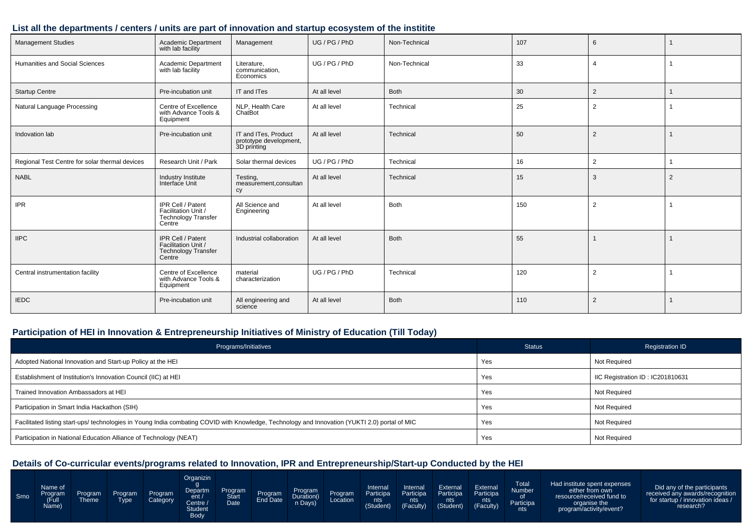## List all the departments / centers / units are part of innovation and startup ecosystem of the institite

| | | | | | | | |
|---|---|---|---|---|---|---|---|
| Management Studies | Academic Department with lab facility | Management | UG / PG / PhD | Non-Technical | 107 | 6 | 1 |
| Humanities and Social Sciences | Academic Department with lab facility | Literature, communication, Economics | UG / PG / PhD | Non-Technical | 33 | 4 | 1 |
| Startup Centre | Pre-incubation unit | IT and ITes | At all level | Both | 30 | 2 | 1 |
| Natural Language Processing | Centre of Excellence with Advance Tools & Equipment | NLP, Health Care ChatBot | At all level | Technical | 25 | 2 | 1 |
| Indovation lab | Pre-incubation unit | IT and ITes, Product prototype development, 3D printing | At all level | Technical | 50 | 2 | 1 |
| Regional Test Centre for solar thermal devices | Research Unit / Park | Solar thermal devices | UG / PG / PhD | Technical | 16 | 2 | 1 |
| NABL | Industry Institute Interface Unit | Testing, measurement,consultancy | At all level | Technical | 15 | 3 | 2 |
| IPR | IPR Cell / Patent Facilitation Unit / Technology Transfer Centre | All Science and Engineering | At all level | Both | 150 | 2 | 1 |
| IIPC | IPR Cell / Patent Facilitation Unit / Technology Transfer Centre | Industrial collaboration | At all level | Both | 55 | 1 | 1 |
| Central instrumentation facility | Centre of Excellence with Advance Tools & Equipment | material characterization | UG / PG / PhD | Technical | 120 | 2 | 1 |
| IEDC | Pre-incubation unit | All engineering and science | At all level | Both | 110 | 2 | 1 |

## Participation of HEI in Innovation & Entrepreneurship Initiatives of Ministry of Education (Till Today)

| Programs/Initiatives | Status | Registration ID |
|---|---|---|
| Adopted National Innovation and Start-up Policy at the HEI | Yes | Not Required |
| Establishment of Institution's Innovation Council (IIC) at HEI | Yes | IIC Registration ID : IC201810631 |
| Trained Innovation Ambassadors at HEI | Yes | Not Required |
| Participation in Smart India Hackathon (SIH) | Yes | Not Required |
| Facilitated listing start-ups/ technologies in Young India combating COVID with Knowledge, Technology and Innovation (YUKTI 2.0) portal of MIC | Yes | Not Required |
| Participation in National Education Alliance of Technology (NEAT) | Yes | Not Required |

## Details of Co-curricular events/programs related to Innovation, IPR and Entrepreneurship/Start-up Conducted by the HEI

| Srno | Name of Program (Full Name) | Program Theme | Program Type | Program Category | Organizing Department / Centre / Student Body | Program Start Date | Program End Date | Program Duration(in Days) | Program Location | Internal Participants (Student) | Internal Participants (Faculty) | External Participants (Student) | External Participants (Faculty) | Total Number of Participants | Had institute spent expenses either from own resource/received fund to organise the program/activity/event? | Did any of the participants received any awards/recognition for startup / innovation ideas / research? |
|---|---|---|---|---|---|---|---|---|---|---|---|---|---|---|---|---|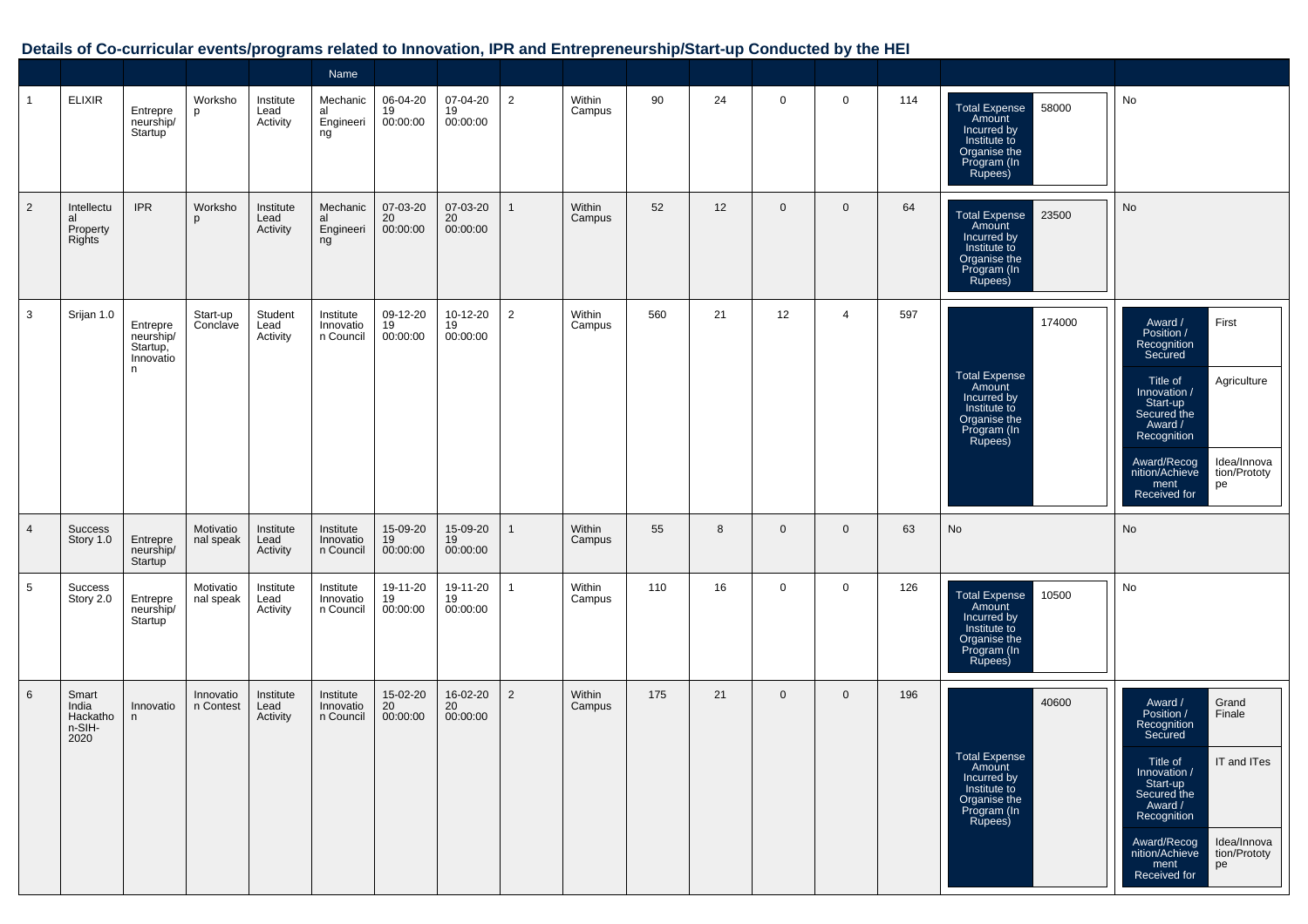## Details of Co-curricular events/programs related to Innovation, IPR and Entrepreneurship/Start-up Conducted by the HEI

| | | | | | Name | | | | | | | | | | | |
|---|---|---|---|---|---|---|---|---|---|---|---|---|---|---|---|---|
| 1 | ELIXIR | Entrepreneurship/Startup | Workshop | Institute Lead Activity | Mechanical Engineering | 06-04-2019 00:00:00 | 07-04-2019 00:00:00 | 2 | Within Campus | 90 | 24 | 0 | 0 | 114 | Total Expense Amount Incurred by Institute to Organise the Program (In Rupees): 58000 | No |
| 2 | Intellectual Property Rights | IPR | Workshop | Institute Lead Activity | Mechanical Engineering | 07-03-2020 00:00:00 | 07-03-2020 00:00:00 | 1 | Within Campus | 52 | 12 | 0 | 0 | 64 | Total Expense Amount Incurred by Institute to Organise the Program (In Rupees): 23500 | No |
| 3 | Srijan 1.0 | Entrepreneurship/Startup, Innovation | Start-up Conclave | Student Lead Activity | Institute Innovation Council | 09-12-2019 00:00:00 | 10-12-2019 00:00:00 | 2 | Within Campus | 560 | 21 | 12 | 4 | 597 | Total Expense Amount Incurred by Institute to Organise the Program (In Rupees): 174000 | Award / Position / Recognition Secured: First; Title of Innovation / Start-up Secured the Award / Recognition: Agriculture; Award/Recognition/Achievement Received for: Idea/Innovation/Prototype |
| 4 | Success Story 1.0 | Entrepreneurship/Startup | Motivational speak | Institute Lead Activity | Institute Innovation Council | 15-09-2019 00:00:00 | 15-09-2019 00:00:00 | 1 | Within Campus | 55 | 8 | 0 | 0 | 63 | No | No |
| 5 | Success Story 2.0 | Entrepreneurship/Startup | Motivational speak | Institute Lead Activity | Institute Innovation Council | 19-11-2019 00:00:00 | 19-11-2019 00:00:00 | 1 | Within Campus | 110 | 16 | 0 | 0 | 126 | Total Expense Amount Incurred by Institute to Organise the Program (In Rupees): 10500 | No |
| 6 | Smart India Hackathon-SIH-2020 | Innovation | Innovation Contest | Institute Lead Activity | Institute Innovation Council | 15-02-2020 00:00:00 | 16-02-2020 00:00:00 | 2 | Within Campus | 175 | 21 | 0 | 0 | 196 | Total Expense Amount Incurred by Institute to Organise the Program (In Rupees): 40600 | Award / Position / Recognition Secured: Grand Finale; Title of Innovation / Start-up Secured the Award / Recognition: IT and ITes; Award/Recognition/Achievement Received for: Idea/Innovation/Prototype |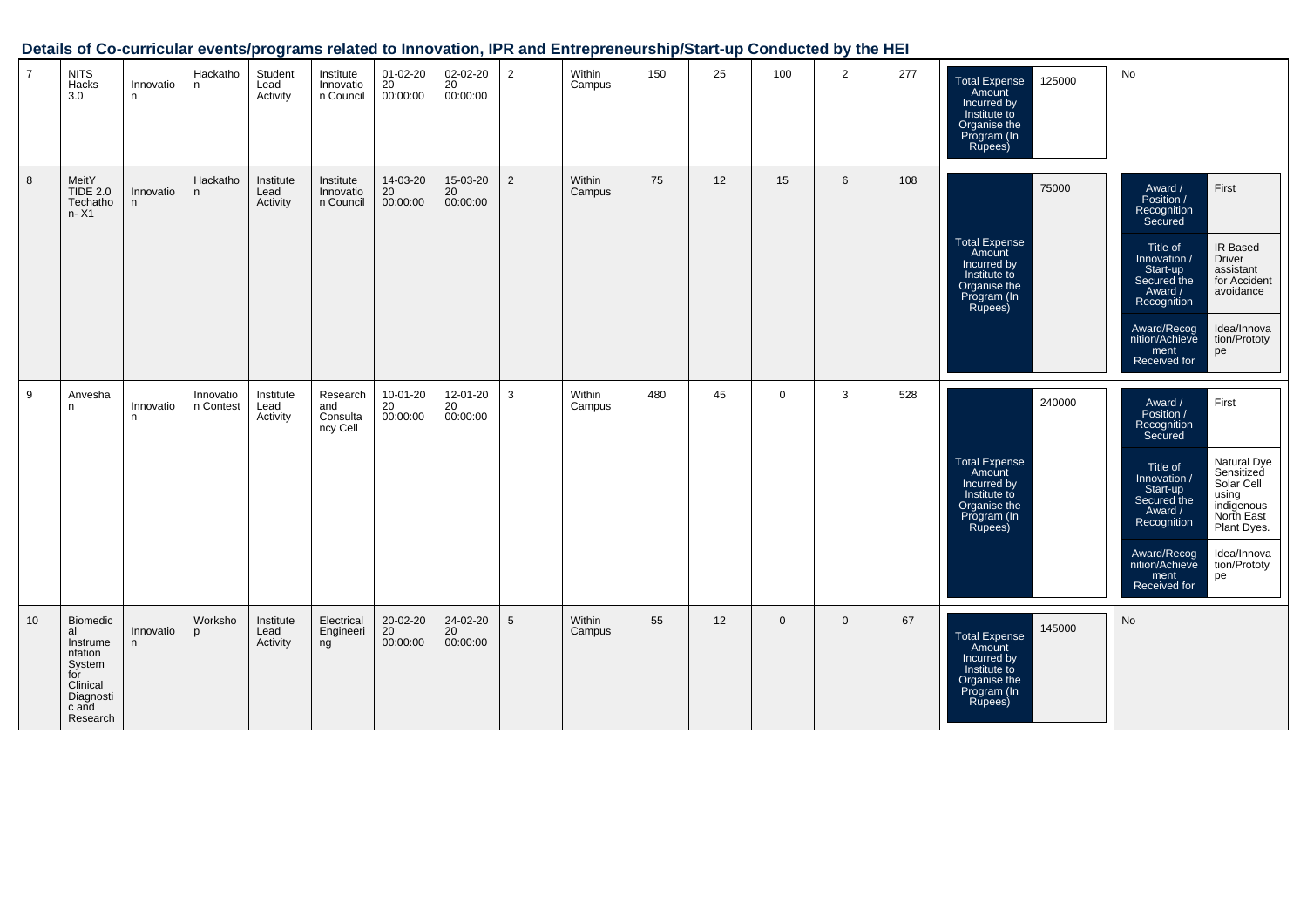## Details of Co-curricular events/programs related to Innovation, IPR and Entrepreneurship/Start-up Conducted by the HEI

| | | | | | | | | | | | | | | | | |
|---|---|---|---|---|---|---|---|---|---|---|---|---|---|---|---|---|
| 7 | NITS Hacks 3.0 | Innovation | Hackathon | Student Lead Activity | Institute Innovation Council | 01-02-2020 00:00:00 | 02-02-2020 00:00:00 | 2 | Within Campus | 150 | 25 | 100 | 2 | 277 | Total Expense Amount Incurred by Institute to Organise the Program (In Rupees): 125000 | No |
| 8 | MeitY TIDE 2.0 Techathon- X1 | Innovation | Hackathon | Institute Lead Activity | Institute Innovation Council | 14-03-2020 00:00:00 | 15-03-2020 00:00:00 | 2 | Within Campus | 75 | 12 | 15 | 6 | 108 | Total Expense Amount Incurred by Institute to Organise the Program (In Rupees): 75000 | Award / Position / Recognition Secured: First; Title of Innovation / Start-up Secured the Award / Recognition: IR Based Driver assistant for Accident avoidance; Award/Recognition/Achievement Received for: Idea/Innovation/Prototype |
| 9 | Anveshan | Innovation | Innovation Contest | Institute Lead Activity | Research and Consultancy Cell | 10-01-2020 00:00:00 | 12-01-2020 00:00:00 | 3 | Within Campus | 480 | 45 | 0 | 3 | 528 | Total Expense Amount Incurred by Institute to Organise the Program (In Rupees): 240000 | Award / Position / Recognition Secured: First; Title of Innovation / Start-up Secured the Award / Recognition: Natural Dye Sensitized Solar Cell using indigenous North East Plant Dyes.; Award/Recognition/Achievement Received for: Idea/Innovation/Prototype |
| 10 | Biomedical Instrumentation System for Clinical Diagnostic and Research | Innovation | Workshop | Institute Lead Activity | Electrical Engineering | 20-02-2020 00:00:00 | 24-02-2020 00:00:00 | 5 | Within Campus | 55 | 12 | 0 | 0 | 67 | Total Expense Amount Incurred by Institute to Organise the Program (In Rupees): 145000 | No |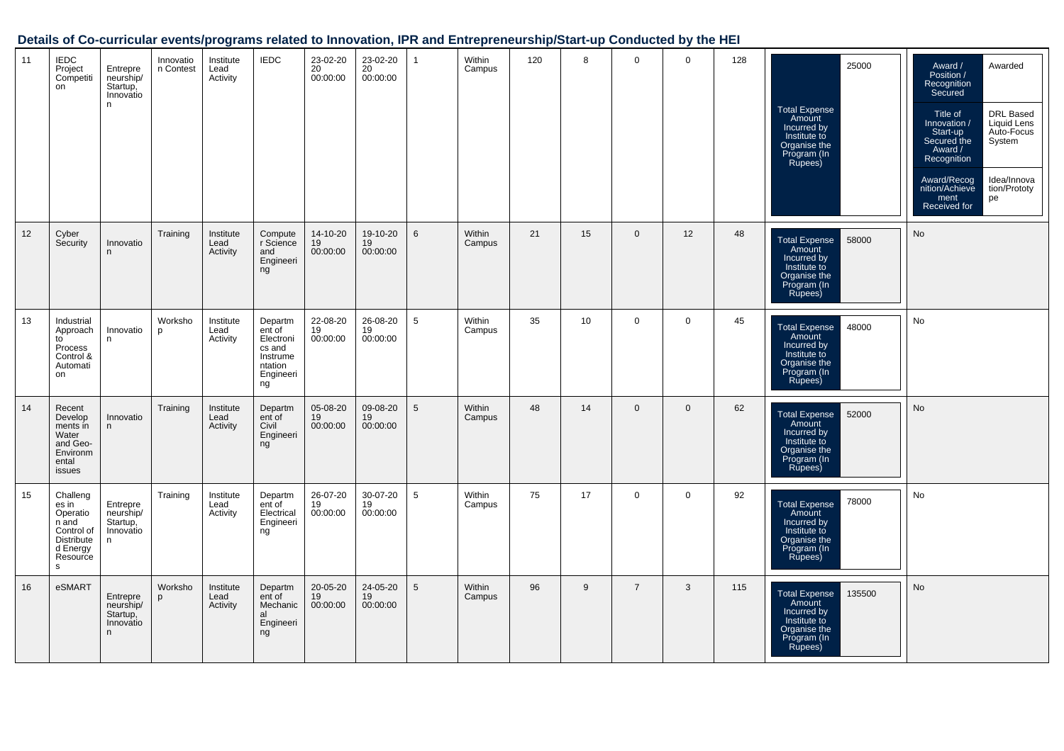## Details of Co-curricular events/programs related to Innovation, IPR and Entrepreneurship/Start-up Conducted by the HEI

| | | | | | | | | | | | | | | | | |
|---|---|---|---|---|---|---|---|---|---|---|---|---|---|---|---|---|
| 11 | IEDC Project Competition | Entrepreneurship/ Startup, Innovation | Innovation Contest | Institute Lead Activity | IEDC | 23-02-2020 00:00:00 | 23-02-2020 00:00:00 | 1 | Within Campus | 120 | 8 | 0 | 0 | 128 | Total Expense Amount Incurred by Institute to Organise the Program (In Rupees): 25000 | Award / Position / Recognition Secured: Awarded; Title of Innovation / Start-up Secured the Award / Recognition: DRL Based Liquid Lens Auto-Focus System; Award/Recognition/Achievement Received for: Idea/Innovation/Prototype |
| 12 | Cyber Security | Innovation | Training | Institute Lead Activity | Computer Science and Engineering | 14-10-2019 00:00:00 | 19-10-2019 00:00:00 | 6 | Within Campus | 21 | 15 | 0 | 12 | 48 | Total Expense Amount Incurred by Institute to Organise the Program (In Rupees): 58000 | No |
| 13 | Industrial Approach to Process Control & Automation | Innovation | Workshop | Institute Lead Activity | Department of Electronics and Instrumentation Engineering | 22-08-2019 00:00:00 | 26-08-2019 00:00:00 | 5 | Within Campus | 35 | 10 | 0 | 0 | 45 | Total Expense Amount Incurred by Institute to Organise the Program (In Rupees): 48000 | No |
| 14 | Recent Developments in Water and Geo-Environmental issues | Innovation | Training | Institute Lead Activity | Department of Civil Engineering | 05-08-2019 00:00:00 | 09-08-2019 00:00:00 | 5 | Within Campus | 48 | 14 | 0 | 0 | 62 | Total Expense Amount Incurred by Institute to Organise the Program (In Rupees): 52000 | No |
| 15 | Challenges in Operation and Control of Distributed Energy Resources | Entrepreneurship/ Startup, Innovation | Training | Institute Lead Activity | Department of Electrical Engineering | 26-07-2019 00:00:00 | 30-07-2019 00:00:00 | 5 | Within Campus | 75 | 17 | 0 | 0 | 92 | Total Expense Amount Incurred by Institute to Organise the Program (In Rupees): 78000 | No |
| 16 | eSMART | Entrepreneurship/ Startup, Innovation | Workshop | Institute Lead Activity | Department of Mechanical Engineering | 20-05-2019 00:00:00 | 24-05-2019 00:00:00 | 5 | Within Campus | 96 | 9 | 7 | 3 | 115 | Total Expense Amount Incurred by Institute to Organise the Program (In Rupees): 135500 | No |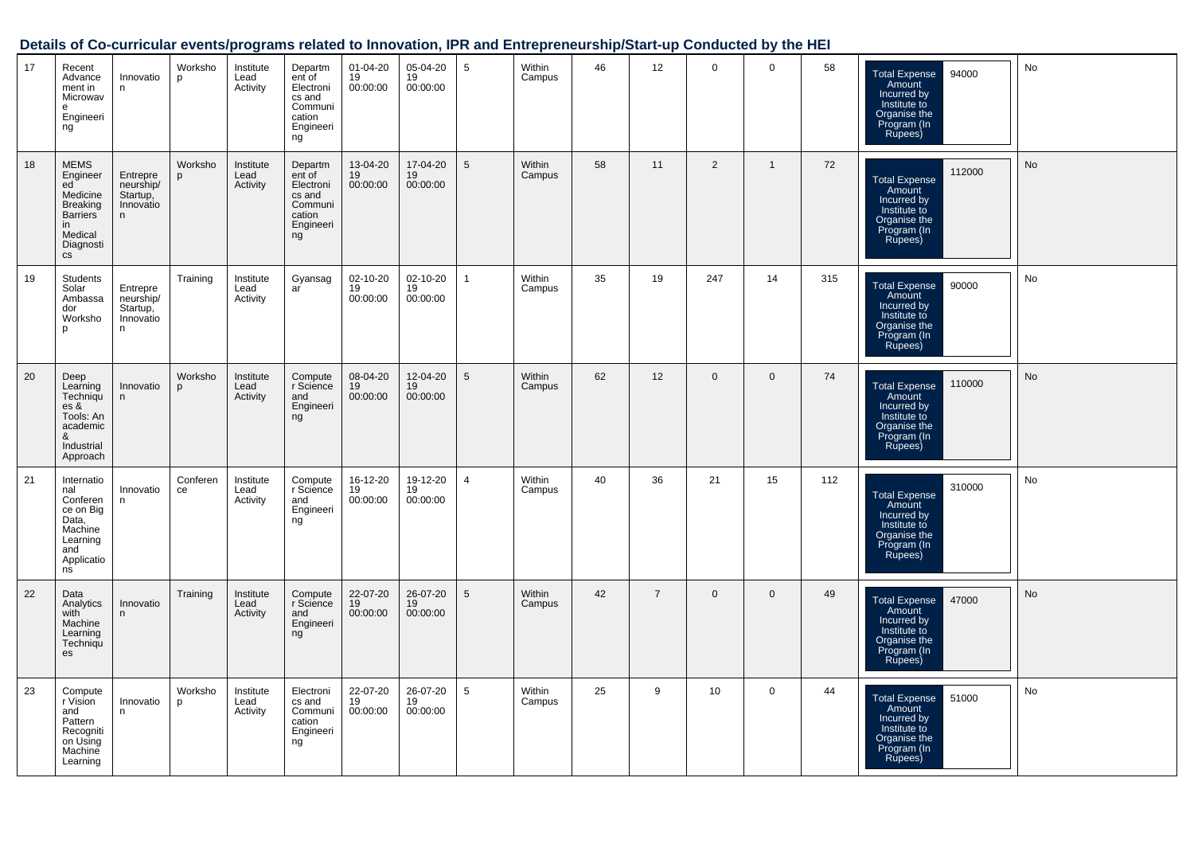## Details of Co-curricular events/programs related to Innovation, IPR and Entrepreneurship/Start-up Conducted by the HEI

| | | | | | | | | | | | | | | | | |
|---|---|---|---|---|---|---|---|---|---|---|---|---|---|---|---|---|
| 17 | Recent Advancement in Microwave Engineering | Innovation | Workshop | Institute Lead Activity | Department of Electronics and Communication Engineering | 01-04-2019 00:00:00 | 05-04-2019 00:00:00 | 5 | Within Campus | 46 | 12 | 0 | 0 | 58 | Total Expense Amount Incurred by Institute to Organise the Program (In Rupees): 94000 | No |
| 18 | MEMS Engineered Medicine Breaking Barriers in Medical Diagnostics | Entrepreneurship/ Startup, Innovation | Workshop | Institute Lead Activity | Department of Electronics and Communication Engineering | 13-04-2019 00:00:00 | 17-04-2019 00:00:00 | 5 | Within Campus | 58 | 11 | 2 | 1 | 72 | Total Expense Amount Incurred by Institute to Organise the Program (In Rupees): 112000 | No |
| 19 | Students Solar Ambassador Workshop | Entrepreneurship/ Startup, Innovation | Training | Institute Lead Activity | Gyansagar | 02-10-2019 00:00:00 | 02-10-2019 00:00:00 | 1 | Within Campus | 35 | 19 | 247 | 14 | 315 | Total Expense Amount Incurred by Institute to Organise the Program (In Rupees): 90000 | No |
| 20 | Deep Learning Techniques & Tools: An academic & Industrial Approach | Innovation | Workshop | Institute Lead Activity | Computer Science and Engineering | 08-04-2019 00:00:00 | 12-04-2019 00:00:00 | 5 | Within Campus | 62 | 12 | 0 | 0 | 74 | Total Expense Amount Incurred by Institute to Organise the Program (In Rupees): 110000 | No |
| 21 | International Conference on Big Data, Machine Learning and Applications | Innovation | Conference | Institute Lead Activity | Computer Science and Engineering | 16-12-2019 00:00:00 | 19-12-2019 00:00:00 | 4 | Within Campus | 40 | 36 | 21 | 15 | 112 | Total Expense Amount Incurred by Institute to Organise the Program (In Rupees): 310000 | No |
| 22 | Data Analytics with Machine Learning Techniques | Innovation | Training | Institute Lead Activity | Computer Science and Engineering | 22-07-2019 00:00:00 | 26-07-2019 00:00:00 | 5 | Within Campus | 42 | 7 | 0 | 0 | 49 | Total Expense Amount Incurred by Institute to Organise the Program (In Rupees): 47000 | No |
| 23 | Computer Vision and Pattern Recognition Using Machine Learning | Innovation | Workshop | Institute Lead Activity | Electronics and Communication Engineering | 22-07-2019 00:00:00 | 26-07-2019 00:00:00 | 5 | Within Campus | 25 | 9 | 10 | 0 | 44 | Total Expense Amount Incurred by Institute to Organise the Program (In Rupees): 51000 | No |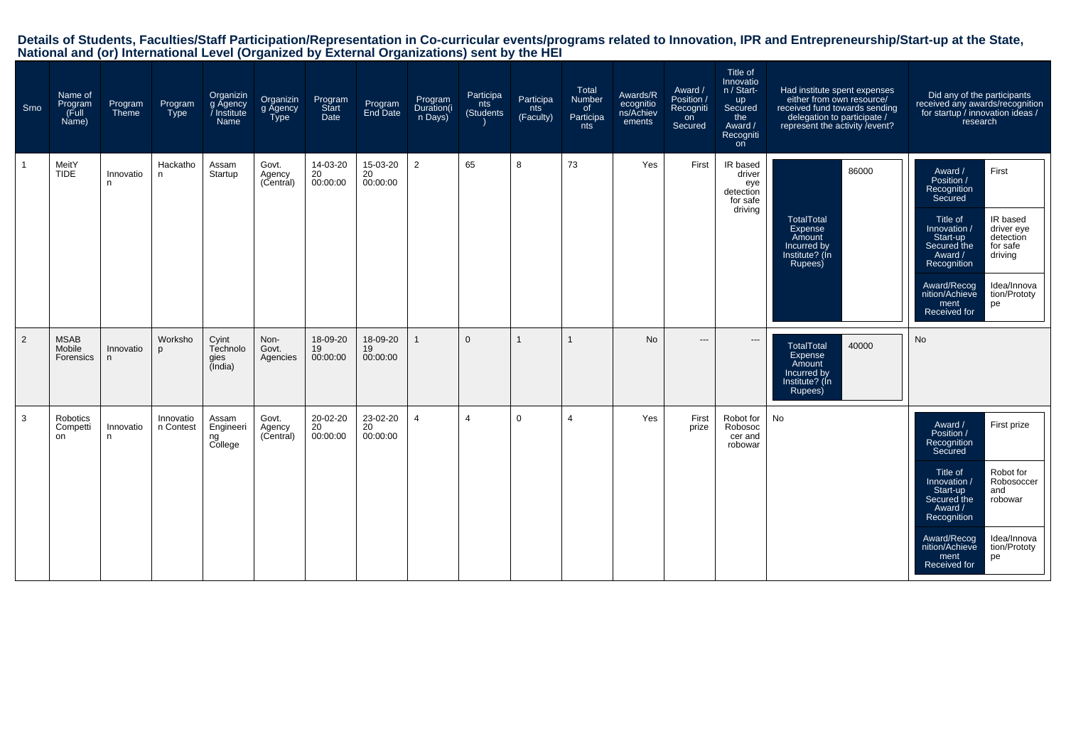# Details of Students, Faculties/Staff Participation/Representation in Co-curricular events/programs related to Innovation, IPR and Entrepreneurship/Start-up at the State, National and (or) International Level (Organized by External Organizations) sent by the HEI

| Srno | Name of Program (Full Name) | Program Theme | Program Type | Organizing Agency / Institute Name | Organizing Agency Type | Program Start Date | Program End Date | Program Duration(in Days) | Participants (Students) | Participants (Faculty) | Total Number of Participants | Awards/Recognitions/Achievements | Award / Position / Recognition Secured | Title of Innovation / Start-up Secured the Award / Recognition | Had institute spent expenses either from own resource/ received fund towards sending delegation to participate / represent the activity /event? | Did any of the participants received any awards/recognition for startup / innovation ideas / research |
|---|---|---|---|---|---|---|---|---|---|---|---|---|---|---|---|---|
| 1 | MeitY TIDE | Innovation | Hackathon | Assam Startup | Govt. Agency (Central) | 14-03-2020 00:00:00 | 15-03-2020 00:00:00 | 2 | 65 | 8 | 73 | Yes | First | IR based driver eye detection for safe driving | TotalTotal Expense Amount Incurred by Institute? (In Rupees): 86000 | Award / Position / Recognition Secured: First; Title of Innovation / Start-up Secured the Award / Recognition: IR based driver eye detection for safe driving; Award/Recognition/Achievement Received for: Idea/Innovation/Prototype |
| 2 | MSAB Mobile Forensics | Innovation | Workshop | Cyint Technologies (India) | Non-Govt. Agencies | 18-09-2019 00:00:00 | 18-09-2019 00:00:00 | 1 | 0 | 1 | 1 | No | --- | --- | TotalTotal Expense Amount Incurred by Institute? (In Rupees): 40000 | No |
| 3 | Robotics Competition | Innovation | Innovation Contest | Assam Engineering College | Govt. Agency (Central) | 20-02-2020 00:00:00 | 23-02-2020 00:00:00 | 4 | 4 | 0 | 4 | Yes | First prize | Robot for Robosoccer and robowar | No | Award / Position / Recognition Secured: First prize; Title of Innovation / Start-up Secured the Award / Recognition: Robot for Robosoccer and robowar; Award/Recognition/Achievement Received for: Idea/Innovation/Prototype |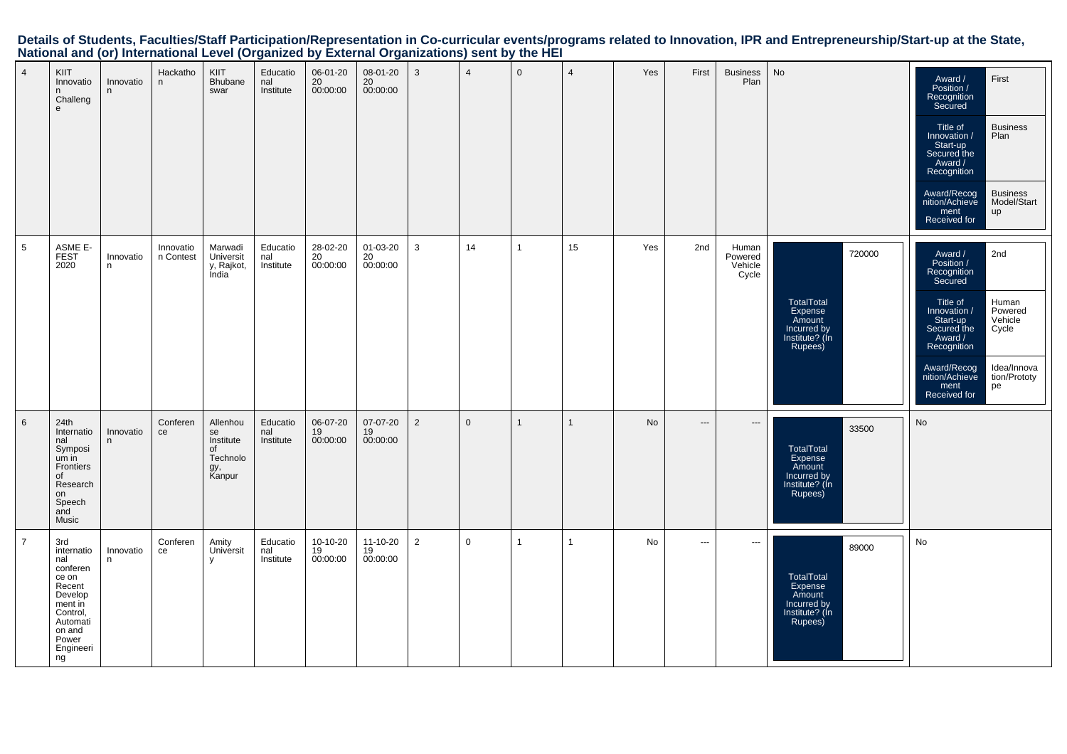# Details of Students, Faculties/Staff Participation/Representation in Co-curricular events/programs related to Innovation, IPR and Entrepreneurship/Start-up at the State, National and (or) International Level (Organized by External Organizations) sent by the HEI

| | | | | | | | | | | | | | | | | |
|---|---|---|---|---|---|---|---|---|---|---|---|---|---|---|---|---|
| 4 | KIIT Innovation Challenge | Innovation | Hackathon | KIIT Bhubaneswar | Educational Institute | 06-01-2020 00:00:00 | 08-01-2020 00:00:00 | 3 | 4 | 0 | 4 | Yes | First | Business Plan | No | Award / Position / Recognition Secured: First; Title of Innovation / Start-up Secured the Award / Recognition: Business Plan; Award/Recognition/Achievement Received for: Business Model/Startup |
| 5 | ASME E-FEST 2020 | Innovation | Innovation Contest | Marwadi University, Rajkot, India | Educational Institute | 28-02-2020 00:00:00 | 01-03-2020 00:00:00 | 3 | 14 | 1 | 15 | Yes | 2nd | Human Powered Vehicle Cycle | TotalTotal Expense Amount Incurred by Institute? (In Rupees): 720000 | Award / Position / Recognition Secured: 2nd; Title of Innovation / Start-up Secured the Award / Recognition: Human Powered Vehicle Cycle; Award/Recognition/Achievement Received for: Idea/Innovation/Prototype |
| 6 | 24th International Symposium in Frontiers of Research on Speech and Music | Innovation | Conference | Allenhouse Institute of Technology, Kanpur | Educational Institute | 06-07-2019 00:00:00 | 07-07-2019 00:00:00 | 2 | 0 | 1 | 1 | No | --- | --- | TotalTotal Expense Amount Incurred by Institute? (In Rupees): 33500 | No |
| 7 | 3rd international conference on Recent Development in Control, Automation and Power Engineering | Innovation | Conference | Amity University | Educational Institute | 10-10-2019 00:00:00 | 11-10-2019 00:00:00 | 2 | 0 | 1 | 1 | No | --- | --- | TotalTotal Expense Amount Incurred by Institute? (In Rupees): 89000 | No |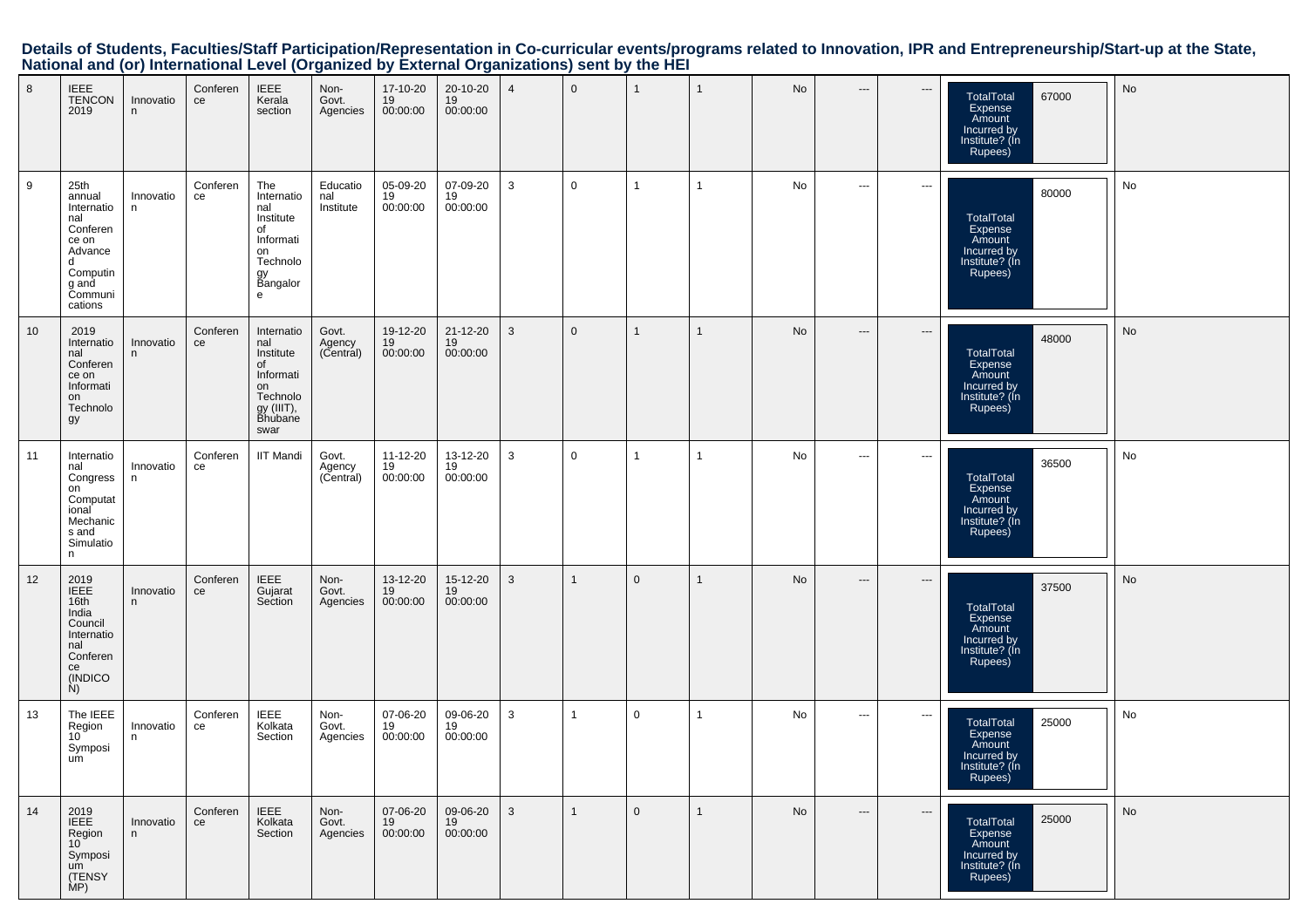**Details of Students, Faculties/Staff Participation/Representation in Co-curricular events/programs related to Innovation, IPR and Entrepreneurship/Start-up at the State, National and (or) International Level (Organized by External Organizations) sent by the HEI**

| | | | | | | | | | | | | | | | | |
|---|---|---|---|---|---|---|---|---|---|---|---|---|---|---|---|---|
| 8 | IEEE TENCON 2019 | Innovation | Conference | IEEE Kerala section | Non-Govt. Agencies | 17-10-2019 00:00:00 | 20-10-2019 00:00:00 | 4 | 0 | 1 | 1 | No | --- | --- | TotalTotal Expense Amount Incurred by Institute? (In Rupees) | 67000 | No |
| 9 | 25th annual International Conference on Advanced Computing and Communications | Innovation | Conference | The International Institute of Information Technology Bangalore | Educational Institute | 05-09-2019 00:00:00 | 07-09-2019 00:00:00 | 3 | 0 | 1 | 1 | No | --- | --- | TotalTotal Expense Amount Incurred by Institute? (In Rupees) | 80000 | No |
| 10 | 2019 International Conference on Information Technology | Innovation | Conference | International Institute of Information Technology (IIIT), Bhubaneswar | Govt. Agency (Central) | 19-12-2019 00:00:00 | 21-12-2019 00:00:00 | 3 | 0 | 1 | 1 | No | --- | --- | TotalTotal Expense Amount Incurred by Institute? (In Rupees) | 48000 | No |
| 11 | International Congress on Computational Mechanics and Simulation | Innovation | Conference | IIT Mandi | Govt. Agency (Central) | 11-12-2019 00:00:00 | 13-12-2019 00:00:00 | 3 | 0 | 1 | 1 | No | --- | --- | TotalTotal Expense Amount Incurred by Institute? (In Rupees) | 36500 | No |
| 12 | 2019 IEEE 16th India Council International Conference (INDICON) | Innovation | Conference | IEEE Gujarat Section | Non-Govt. Agencies | 13-12-2019 00:00:00 | 15-12-2019 00:00:00 | 3 | 1 | 0 | 1 | No | --- | --- | TotalTotal Expense Amount Incurred by Institute? (In Rupees) | 37500 | No |
| 13 | The IEEE Region 10 Symposium | Innovation | Conference | IEEE Kolkata Section | Non-Govt. Agencies | 07-06-2019 00:00:00 | 09-06-2019 00:00:00 | 3 | 1 | 0 | 1 | No | --- | --- | TotalTotal Expense Amount Incurred by Institute? (In Rupees) | 25000 | No |
| 14 | 2019 IEEE Region 10 Symposium (TENSYMP) | Innovation | Conference | IEEE Kolkata Section | Non-Govt. Agencies | 07-06-2019 00:00:00 | 09-06-2019 00:00:00 | 3 | 1 | 0 | 1 | No | --- | --- | TotalTotal Expense Amount Incurred by Institute? (In Rupees) | 25000 | No |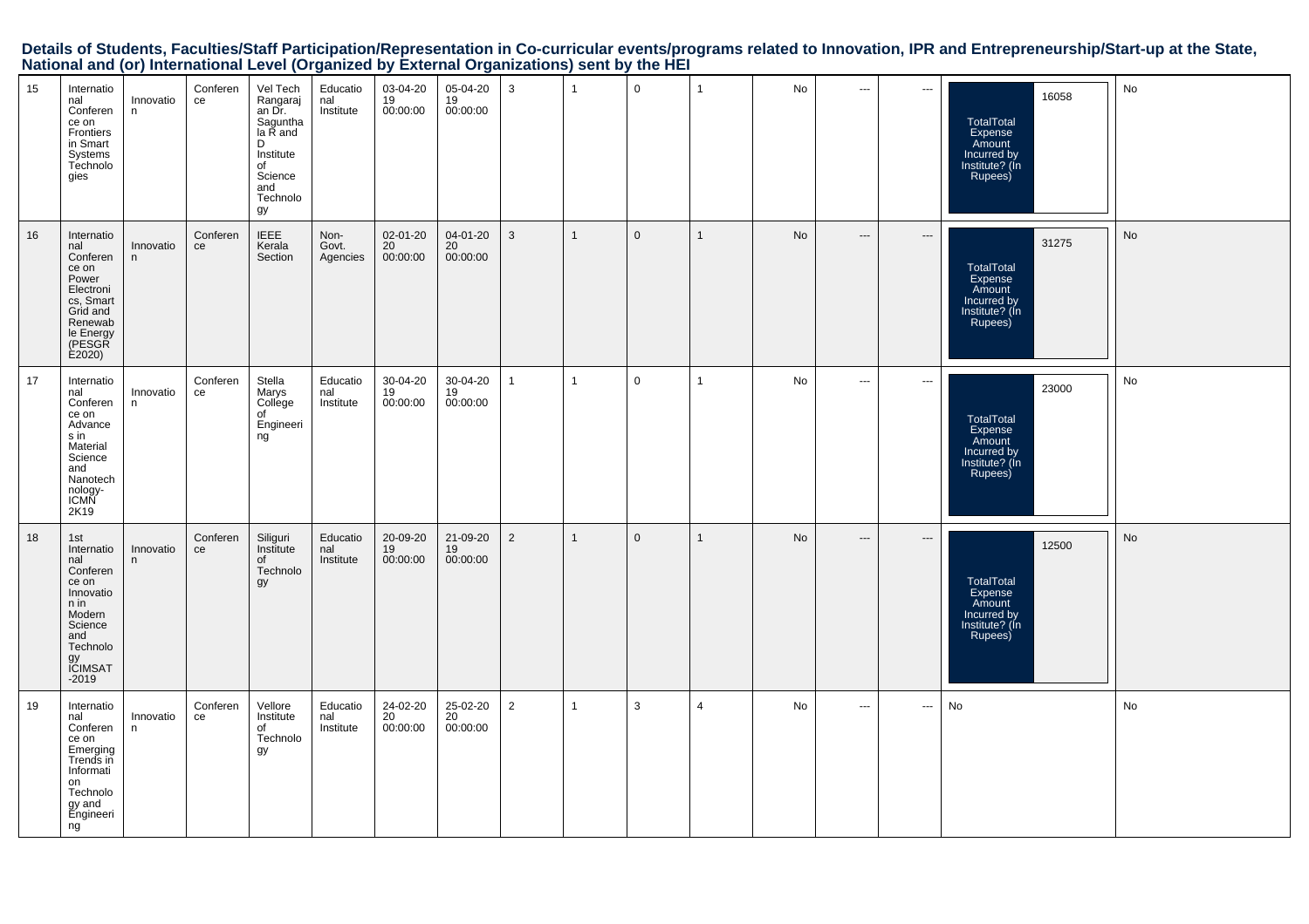**Details of Students, Faculties/Staff Participation/Representation in Co-curricular events/programs related to Innovation, IPR and Entrepreneurship/Start-up at the State, National and (or) International Level (Organized by External Organizations) sent by the HEI**

| | | | | | | | | | | | | | | | | |
|---|---|---|---|---|---|---|---|---|---|---|---|---|---|---|---|---|
| 15 | International Conference on Frontiers in Smart Systems Technologies | Innovation | Conference | Vel Tech Rangarajan Dr. Sagunthala R and D Institute of Science and Technology | Educational Institute | 03-04-2019 00:00:00 | 05-04-2019 00:00:00 | 3 | 1 | 0 | 1 | No | --- | --- | TotalTotal Expense Amount Incurred by Institute? (In Rupees) 16058 | No |
| 16 | International Conference on Power Electronics, Smart Grid and Renewable Energy (PESGRE2020) | Innovation | Conference | IEEE Kerala Section | Non-Govt. Agencies | 02-01-2020 00:00:00 | 04-01-2020 00:00:00 | 3 | 1 | 0 | 1 | No | --- | --- | TotalTotal Expense Amount Incurred by Institute? (In Rupees) 31275 | No |
| 17 | International Conference on Advances in Material Science and Nanotechnology-ICMN 2K19 | Innovation | Conference | Stella Marys College of Engineering | Educational Institute | 30-04-2019 00:00:00 | 30-04-2019 00:00:00 | 1 | 1 | 0 | 1 | No | --- | --- | TotalTotal Expense Amount Incurred by Institute? (In Rupees) 23000 | No |
| 18 | 1st International Conference on Innovation in Modern Science and Technology ICIMSAT -2019 | Innovation | Conference | Siliguri Institute of Technology | Educational Institute | 20-09-2019 00:00:00 | 21-09-2019 00:00:00 | 2 | 1 | 0 | 1 | No | --- | --- | TotalTotal Expense Amount Incurred by Institute? (In Rupees) 12500 | No |
| 19 | International Conference on Emerging Trends in Information Technology and Engineering | Innovation | Conference | Vellore Institute of Technology | Educational Institute | 24-02-2020 00:00:00 | 25-02-2020 00:00:00 | 2 | 1 | 3 | 4 | No | --- | --- | No | No |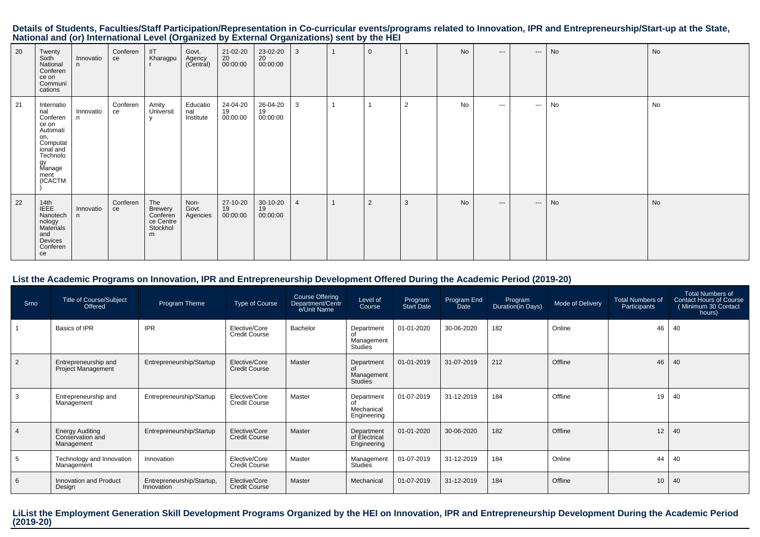## Details of Students, Faculties/Staff Participation/Representation in Co-curricular events/programs related to Innovation, IPR and Entrepreneurship/Start-up at the State, National and (or) International Level (Organized by External Organizations) sent by the HEI

| | | | | | | | | | | | | | | | | |
|---|---|---|---|---|---|---|---|---|---|---|---|---|---|---|---|---|
| 20 | Twenty Sixth National Conference on Communications | Innovation | Conference | IIT Kharagpur | Govt. Agency (Central) | 21-02-2020 00:00:00 | 23-02-2020 00:00:00 | 3 | 1 | 0 | 1 | No | --- | --- | No | No |
| 21 | International Conference on Automation, Computational and Technology Management (ICACTM) | Innovation | Conference | Amity University | Educational Institute | 24-04-2019 00:00:00 | 26-04-2019 00:00:00 | 3 | 1 | 1 | 2 | No | --- | --- | No | No |
| 22 | 14th IEEE Nanotechnology Materials and Devices Conference | Innovation | Conference | The Brewery Conference Centre Stockholm | Non-Govt. Agencies | 27-10-2019 00:00:00 | 30-10-2019 00:00:00 | 4 | 1 | 2 | 3 | No | --- | --- | No | No |

## List the Academic Programs on Innovation, IPR and Entrepreneurship Development Offered During the Academic Period (2019-20)

| Srno | Title of Course/Subject Offered | Program Theme | Type of Course | Course Offering Department/Centre/Unit Name | Level of Course | Program Start Date | Program End Date | Program Duration(in Days) | Mode of Delivery | Total Numbers of Participants | Total Numbers of Contact Hours of Course ( Minimum 30 Contact hours) |
|---|---|---|---|---|---|---|---|---|---|---|---|
| 1 | Basics of IPR | IPR | Elective/Core Credit Course | Bachelor | Department of Management Studies | 01-01-2020 | 30-06-2020 | 182 | Online | 46 | 40 |
| 2 | Entrepreneurship and Project Management | Entrepreneurship/Startup | Elective/Core Credit Course | Master | Department of Management Studies | 01-01-2019 | 31-07-2019 | 212 | Offline | 46 | 40 |
| 3 | Entrepreneurship and Management | Entrepreneurship/Startup | Elective/Core Credit Course | Master | Department of Mechanical Engineering | 01-07-2019 | 31-12-2019 | 184 | Offline | 19 | 40 |
| 4 | Energy Auditing Conservation and Management | Entrepreneurship/Startup | Elective/Core Credit Course | Master | Department of Electrical Engineering | 01-01-2020 | 30-06-2020 | 182 | Offline | 12 | 40 |
| 5 | Technology and Innovation Management | Innovation | Elective/Core Credit Course | Master | Management Studies | 01-07-2019 | 31-12-2019 | 184 | Online | 44 | 40 |
| 6 | Innovation and Product Design | Entrepreneurship/Startup, Innovation | Elective/Core Credit Course | Master | Mechanical | 01-07-2019 | 31-12-2019 | 184 | Offline | 10 | 40 |

## LiList the Employment Generation Skill Development Programs Organized by the HEI on Innovation, IPR and Entrepreneurship Development During the Academic Period (2019-20)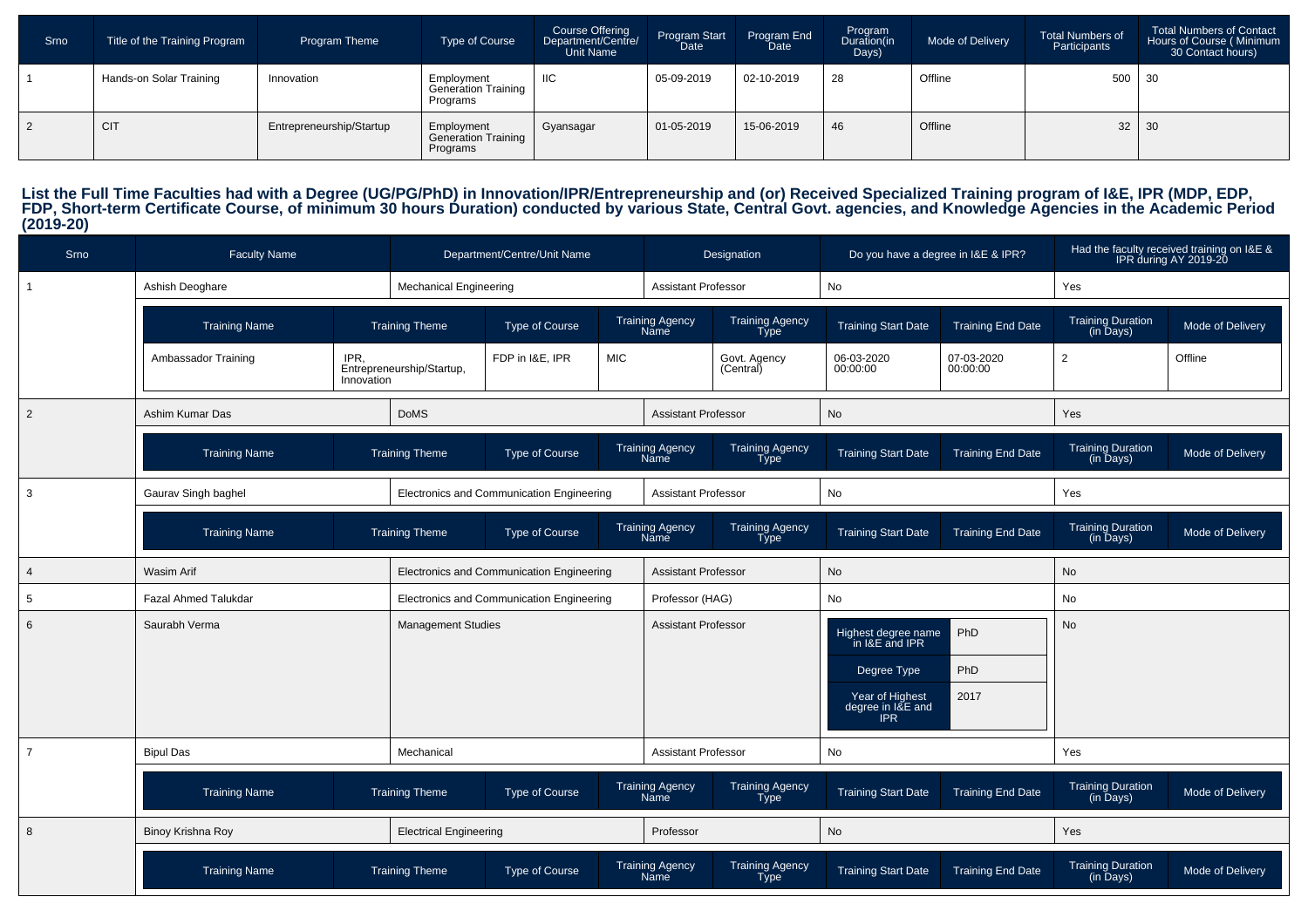| Srno | Title of the Training Program | Program Theme | Type of Course | Course Offering Department/Centre/ Unit Name | Program Start Date | Program End Date | Program Duration(in Days) | Mode of Delivery | Total Numbers of Participants | Total Numbers of Contact Hours of Course ( Minimum 30 Contact hours) |
|---|---|---|---|---|---|---|---|---|---|---|
| 1 | Hands-on Solar Training | Innovation | Employment Generation Training Programs | IIC | 05-09-2019 | 02-10-2019 | 28 | Offline | 500 | 30 |
| 2 | CIT | Entrepreneurship/Startup | Employment Generation Training Programs | Gyansagar | 01-05-2019 | 15-06-2019 | 46 | Offline | 32 | 30 |

## List the Full Time Faculties had with a Degree (UG/PG/PhD) in Innovation/IPR/Entrepreneurship and (or) Received Specialized Training program of I&E, IPR (MDP, EDP, FDP, Short-term Certificate Course, of minimum 30 hours Duration) conducted by various State, Central Govt. agencies, and Knowledge Agencies in the Academic Period (2019-20)

| Srno | Faculty Name | Department/Centre/Unit Name | Designation | Do you have a degree in I&E & IPR? | Had the faculty received training on I&E & IPR during AY 2019-20 |
|---|---|---|---|---|---|
| 1 | Ashish Deoghare | Mechanical Engineering | Assistant Professor | No | Yes |

| Training Name | Training Theme | Type of Course | Training Agency Name | Training Agency Type | Training Start Date | Training End Date | Training Duration (in Days) | Mode of Delivery |
|---|---|---|---|---|---|---|---|---|
| Ambassador Training | IPR, Entrepreneurship/Startup, Innovation | FDP in I&E, IPR | MIC | Govt. Agency (Central) | 06-03-2020 00:00:00 | 07-03-2020 00:00:00 | 2 | Offline |

| Srno | Faculty Name | Department/Centre/Unit Name | Designation | Do you have a degree in I&E & IPR? | Had the faculty received training on I&E & IPR during AY 2019-20 |
|---|---|---|---|---|---|
| 2 | Ashim Kumar Das | DoMS | Assistant Professor | No | Yes |

| Training Name | Training Theme | Type of Course | Training Agency Name | Training Agency Type | Training Start Date | Training End Date | Training Duration (in Days) | Mode of Delivery |
|---|---|---|---|---|---|---|---|---|

| Srno | Faculty Name | Department/Centre/Unit Name | Designation | Do you have a degree in I&E & IPR? | Had the faculty received training on I&E & IPR during AY 2019-20 |
|---|---|---|---|---|---|
| 3 | Gaurav Singh baghel | Electronics and Communication Engineering | Assistant Professor | No | Yes |

| Training Name | Training Theme | Type of Course | Training Agency Name | Training Agency Type | Training Start Date | Training End Date | Training Duration (in Days) | Mode of Delivery |
|---|---|---|---|---|---|---|---|---|

| Srno | Faculty Name | Department/Centre/Unit Name | Designation | Do you have a degree in I&E & IPR? | Had the faculty received training on I&E & IPR during AY 2019-20 |
|---|---|---|---|---|---|
| 4 | Wasim Arif | Electronics and Communication Engineering | Assistant Professor | No | No |
| 5 | Fazal Ahmed Talukdar | Electronics and Communication Engineering | Professor (HAG) | No | No |
| 6 | Saurabh Verma | Management Studies | Assistant Professor | Highest degree name in I&E and IPR: PhD; Degree Type: PhD; Year of Highest degree in I&E and IPR: 2017 | No |
| 7 | Bipul Das | Mechanical | Assistant Professor | No | Yes |

| Training Name | Training Theme | Type of Course | Training Agency Name | Training Agency Type | Training Start Date | Training End Date | Training Duration (in Days) | Mode of Delivery |
|---|---|---|---|---|---|---|---|---|

| Srno | Faculty Name | Department/Centre/Unit Name | Designation | Do you have a degree in I&E & IPR? | Had the faculty received training on I&E & IPR during AY 2019-20 |
|---|---|---|---|---|---|
| 8 | Binoy Krishna Roy | Electrical Engineering | Professor | No | Yes |

| Training Name | Training Theme | Type of Course | Training Agency Name | Training Agency Type | Training Start Date | Training End Date | Training Duration (in Days) | Mode of Delivery |
|---|---|---|---|---|---|---|---|---|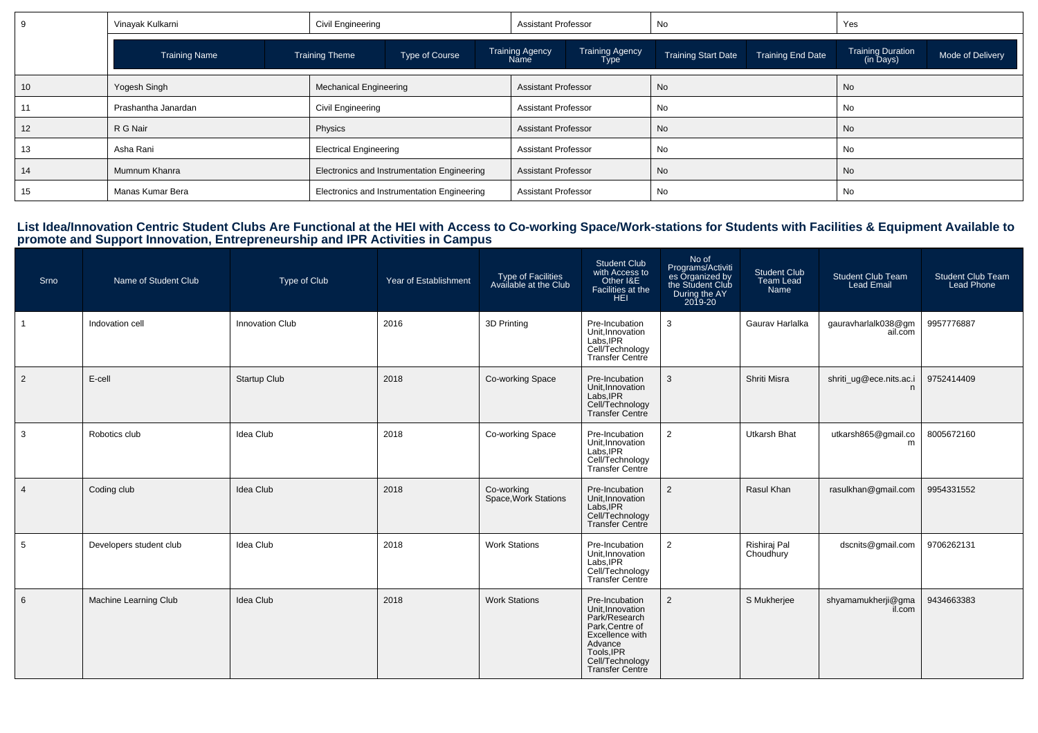| 9 | Vinayak Kulkarni | Civil Engineering | Assistant Professor | No | Yes |
|---|---|---|---|---|---|
| | Training Name | Training Theme / Type of Course | Training Agency Name / Training Agency Type | Training Start Date / Training End Date | Training Duration (in Days) / Mode of Delivery |
| 10 | Yogesh Singh | Mechanical Engineering | Assistant Professor | No | No |
| 11 | Prashantha Janardan | Civil Engineering | Assistant Professor | No | No |
| 12 | R G Nair | Physics | Assistant Professor | No | No |
| 13 | Asha Rani | Electrical Engineering | Assistant Professor | No | No |
| 14 | Mumnum Khanra | Electronics and Instrumentation Engineering | Assistant Professor | No | No |
| 15 | Manas Kumar Bera | Electronics and Instrumentation Engineering | Assistant Professor | No | No |

## List Idea/Innovation Centric Student Clubs Are Functional at the HEI with Access to Co-working Space/Work-stations for Students with Facilities & Equipment Available to promote and Support Innovation, Entrepreneurship and IPR Activities in Campus

| Srno | Name of Student Club | Type of Club | Year of Establishment | Type of Facilities Available at the Club | Student Club with Access to Other I&E Facilities at the HEI | No of Programs/Activities Organized by the Student Club During the AY 2019-20 | Student Club Team Lead Name | Student Club Team Lead Email | Student Club Team Lead Phone |
|---|---|---|---|---|---|---|---|---|---|
| 1 | Indovation cell | Innovation Club | 2016 | 3D Printing | Pre-Incubation Unit,Innovation Labs,IPR Cell/Technology Transfer Centre | 3 | Gaurav Harlalka | gauravharlalk038@gmail.com | 9957776887 |
| 2 | E-cell | Startup Club | 2018 | Co-working Space | Pre-Incubation Unit,Innovation Labs,IPR Cell/Technology Transfer Centre | 3 | Shriti Misra | shriti_ug@ece.nits.ac.in | 9752414409 |
| 3 | Robotics club | Idea Club | 2018 | Co-working Space | Pre-Incubation Unit,Innovation Labs,IPR Cell/Technology Transfer Centre | 2 | Utkarsh Bhat | utkarsh865@gmail.com | 8005672160 |
| 4 | Coding club | Idea Club | 2018 | Co-working Space,Work Stations | Pre-Incubation Unit,Innovation Labs,IPR Cell/Technology Transfer Centre | 2 | Rasul Khan | rasulkhan@gmail.com | 9954331552 |
| 5 | Developers student club | Idea Club | 2018 | Work Stations | Pre-Incubation Unit,Innovation Labs,IPR Cell/Technology Transfer Centre | 2 | Rishiraj Pal Choudhury | dscnits@gmail.com | 9706262131 |
| 6 | Machine Learning Club | Idea Club | 2018 | Work Stations | Pre-Incubation Unit,Innovation Park/Research Park,Centre of Excellence with Advance Tools,IPR Cell/Technology Transfer Centre | 2 | S Mukherjee | shyamamukherji@gmail.com | 9434663383 |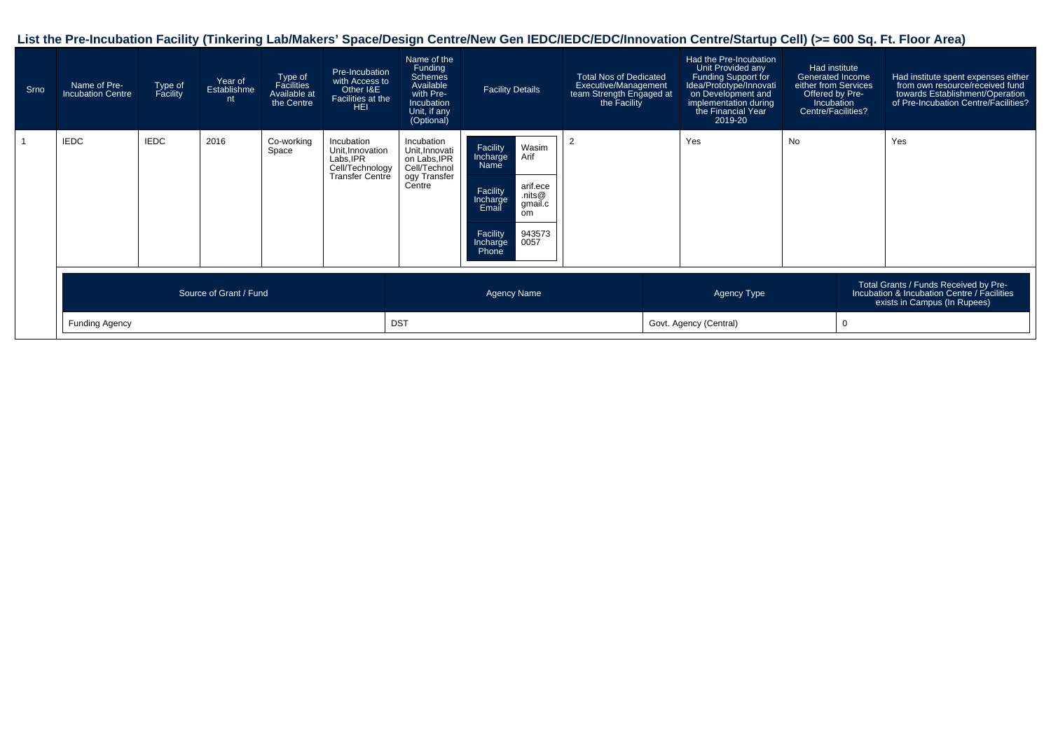## List the Pre-Incubation Facility (Tinkering Lab/Makers' Space/Design Centre/New Gen IEDC/IEDC/EDC/Innovation Centre/Startup Cell) (>= 600 Sq. Ft. Floor Area)

| Srno | Name of Pre-Incubation Centre | Type of Facility | Year of Establishment | Type of Facilities Available at the Centre | Pre-Incubation with Access to Other I&E Facilities at the HEI | Name of the Funding Schemes Available with Pre-Incubation Unit, if any (Optional) | Facility Details | Total Nos of Dedicated Executive/Management team Strength Engaged at the Facility | Had the Pre-Incubation Unit Provided any Funding Support for Idea/Prototype/Innovation on Development and implementation during the Financial Year 2019-20 | Had institute Generated Income either from Services Offered by Pre-Incubation Centre/Facilities? | Had institute spent expenses either from own resource/received fund towards Establishment/Operation of Pre-Incubation Centre/Facilities? |
|---|---|---|---|---|---|---|---|---|---|---|---|
| 1 | IEDC | IEDC | 2016 | Co-working Space | Incubation Unit,Innovation Labs,IPR Cell/Technology Transfer Centre | Incubation Unit,Innovation Labs,IPR Cell/Technology Transfer Centre | Facility Incharge Name: Wasim Arif<br>Facility Incharge Email: arif.ece.nits@gmail.com<br>Facility Incharge Phone: 9435730057 | 2 | Yes | No | Yes |

| Source of Grant / Fund | Agency Name | Agency Type | Total Grants / Funds Received by Pre-Incubation & Incubation Centre / Facilities exists in Campus (In Rupees) |
|---|---|---|---|
| Funding Agency | DST | Govt. Agency (Central) | 0 |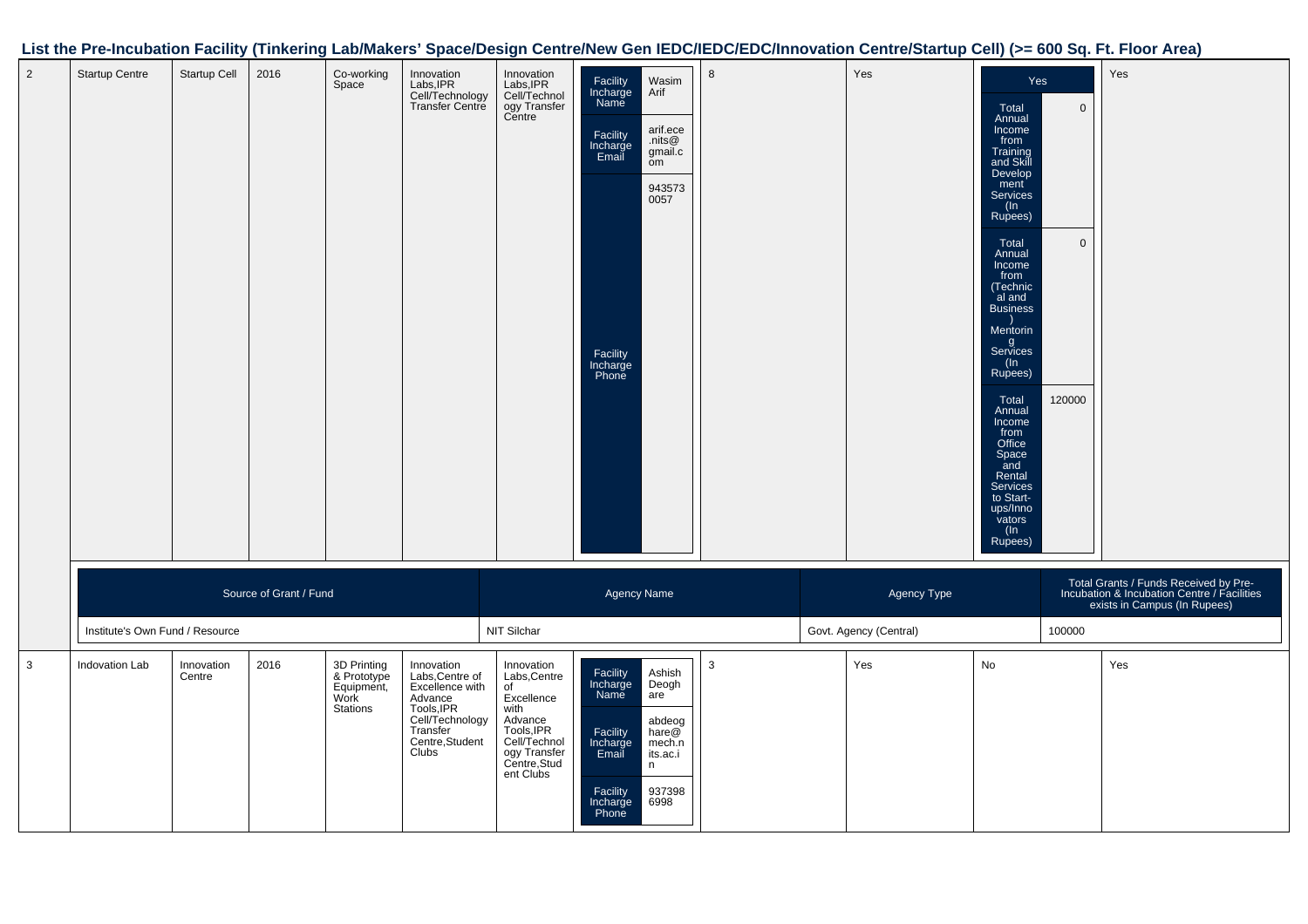## List the Pre-Incubation Facility (Tinkering Lab/Makers' Space/Design Centre/New Gen IEDC/IEDC/EDC/Innovation Centre/Startup Cell) (>= 600 Sq. Ft. Floor Area)

| | | | | | | | | | | | |
|---|---|---|---|---|---|---|---|---|---|---|---|
| 2 | Startup Centre | Startup Cell | 2016 | Co-working Space | Innovation Labs,IPR Cell/Technology Transfer Centre | Innovation Labs,IPR Cell/Technology Transfer Centre | Facility Incharge Name: Wasim Arif<br>Facility Incharge Email: arif.ece.nits@gmail.com<br>Facility Incharge Phone: 9435730057 | 8 | Yes | Yes<br>Total Annual Income from Training and Skill Development Services (In Rupees): 0<br>Total Annual Income from (Technical and Business) Mentoring Services (In Rupees): 0<br>Total Annual Income from Office Space and Rental Services to Start-ups/Innovators (In Rupees): 120000 | Yes |

| Source of Grant / Fund | Agency Name | Agency Type | Total Grants / Funds Received by Pre-Incubation & Incubation Centre / Facilities exists in Campus (In Rupees) |
|---|---|---|---|
| Institute's Own Fund / Resource | NIT Silchar | Govt. Agency (Central) | 100000 |

| | | | | | | | | | | | |
|---|---|---|---|---|---|---|---|---|---|---|---|
| 3 | Indovation Lab | Innovation Centre | 2016 | 3D Printing & Prototype Equipment, Work Stations | Innovation Labs,Centre of Excellence with Advance Tools,IPR Cell/Technology Transfer Centre,Student Clubs | Innovation Labs,Centre of Excellence with Advance Tools,IPR Cell/Technology Transfer Centre,Student Clubs | Facility Incharge Name: Ashish Deoghare<br>Facility Incharge Email: abdeoghare@mech.nits.ac.in<br>Facility Incharge Phone: 9373986998 | 3 | Yes | No | Yes |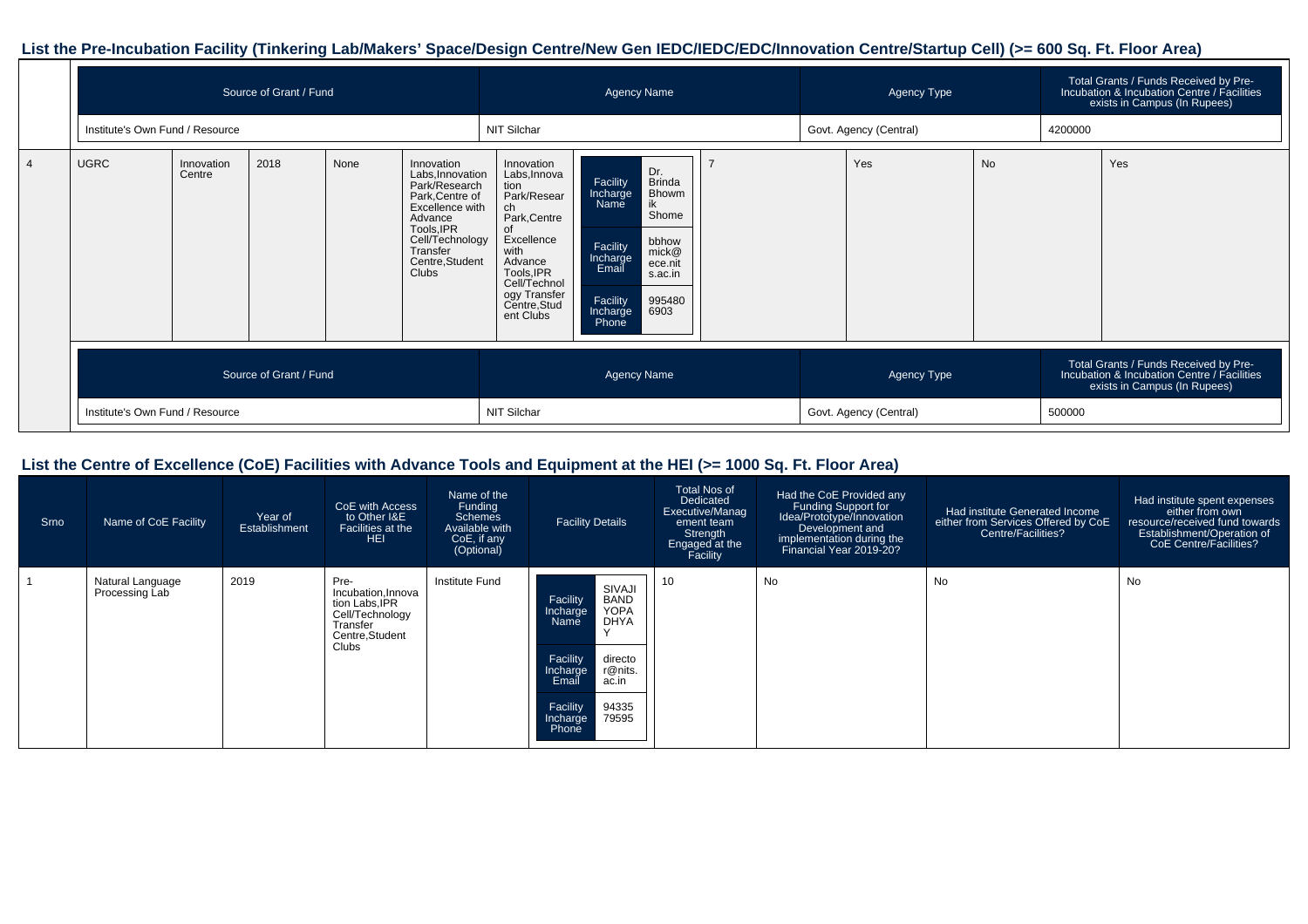## List the Pre-Incubation Facility (Tinkering Lab/Makers' Space/Design Centre/New Gen IEDC/IEDC/EDC/Innovation Centre/Startup Cell) (>= 600 Sq. Ft. Floor Area)

| Source of Grant / Fund | Agency Name | Agency Type | Total Grants / Funds Received by Pre-Incubation & Incubation Centre / Facilities exists in Campus (In Rupees) |
|---|---|---|---|
| Institute's Own Fund / Resource | NIT Silchar | Govt. Agency (Central) | 4200000 |

| | | | | | | | | | | | |
|---|---|---|---|---|---|---|---|---|---|---|---|
| 4 | UGRC | Innovation Centre | 2018 | None | Innovation Labs,Innovation Park/Research Park,Centre of Excellence with Advance Tools,IPR Cell/Technology Transfer Centre,Student Clubs | Innovation Labs,Innovation Park/Research Park,Centre of Excellence with Advance Tools,IPR Cell/Technology Transfer Centre,Student Clubs | Facility Incharge Name: Dr. Brinda Bhowmik Shome<br>Facility Incharge Email: bbhowmick@ece.nits.ac.in<br>Facility Incharge Phone: 9954806903 | 7 | Yes | No | Yes |

| Source of Grant / Fund | Agency Name | Agency Type | Total Grants / Funds Received by Pre-Incubation & Incubation Centre / Facilities exists in Campus (In Rupees) |
|---|---|---|---|
| Institute's Own Fund / Resource | NIT Silchar | Govt. Agency (Central) | 500000 |

## List the Centre of Excellence (CoE) Facilities with Advance Tools and Equipment at the HEI (>= 1000 Sq. Ft. Floor Area)

| Srno | Name of CoE Facility | Year of Establishment | CoE with Access to Other I&E Facilities at the HEI | Name of the Funding Schemes Available with CoE, if any (Optional) | Facility Details | Total Nos of Dedicated Executive/Management team Strength Engaged at the Facility | Had the CoE Provided any Funding Support for Idea/Prototype/Innovation Development and implementation during the Financial Year 2019-20? | Had institute Generated Income either from Services Offered by CoE Centre/Facilities? | Had institute spent expenses either from own resource/received fund towards Establishment/Operation of CoE Centre/Facilities? |
|---|---|---|---|---|---|---|---|---|---|
| 1 | Natural Language Processing Lab | 2019 | Pre-Incubation,Innovation Labs,IPR Cell/Technology Transfer Centre,Student Clubs | Institute Fund | Facility Incharge Name: SIVAJI BANDYOPADHYAY<br>Facility Incharge Email: director@nits.ac.in<br>Facility Incharge Phone: 9433579595 | 10 | No | No | No |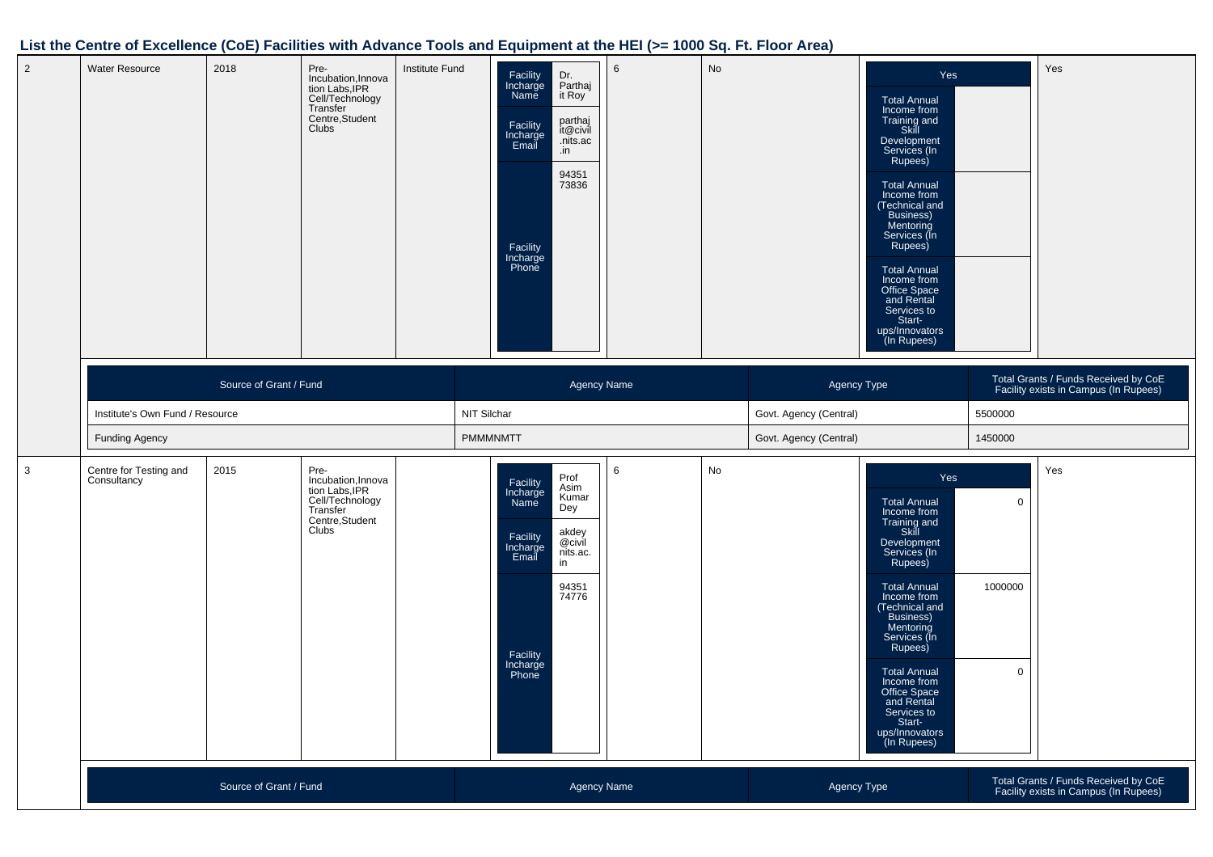## List the Centre of Excellence (CoE) Facilities with Advance Tools and Equipment at the HEI (>= 1000 Sq. Ft. Floor Area)

| | | | | | | | | | |
|---|---|---|---|---|---|---|---|---|---|
| 2 | Water Resource | 2018 | Pre-Incubation,Innovation Labs,IPR Cell/Technology Transfer Centre,Student Clubs | Institute Fund | Facility Incharge Name: Dr. Parthajit Roy<br>Facility Incharge Email: parthajit@civil.nits.ac.in<br>Facility Incharge Phone: 9435173836 | 6 | No | Yes<br>Total Annual Income from Training and Skill Development Services (In Rupees):<br>Total Annual Income from (Technical and Business) Mentoring Services (In Rupees):<br>Total Annual Income from Office Space and Rental Services to Start-ups/Innovators (In Rupees): | Yes |

| Source of Grant / Fund | Agency Name | Agency Type | Total Grants / Funds Received by CoE Facility exists in Campus (In Rupees) |
|---|---|---|---|
| Institute's Own Fund / Resource | NIT Silchar | Govt. Agency (Central) | 5500000 |
| Funding Agency | PMMMNMTT | Govt. Agency (Central) | 1450000 |

| | | | | | | | | | |
|---|---|---|---|---|---|---|---|---|---|
| 3 | Centre for Testing and Consultancy | 2015 | Pre-Incubation,Innovation Labs,IPR Cell/Technology Transfer Centre,Student Clubs | | Facility Incharge Name: Prof Asim Kumar Dey<br>Facility Incharge Email: akdey@civil nits.ac.in<br>Facility Incharge Phone: 9435174776 | 6 | No | Yes<br>Total Annual Income from Training and Skill Development Services (In Rupees): 0<br>Total Annual Income from (Technical and Business) Mentoring Services (In Rupees): 1000000<br>Total Annual Income from Office Space and Rental Services to Start-ups/Innovators (In Rupees): 0 | Yes |

| Source of Grant / Fund | Agency Name | Agency Type | Total Grants / Funds Received by CoE Facility exists in Campus (In Rupees) |
|---|---|---|---|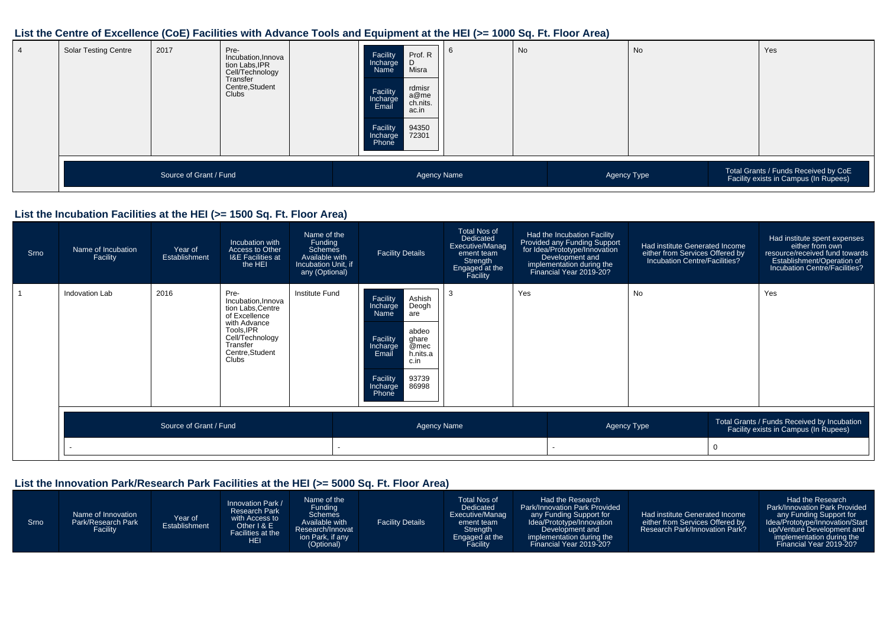## List the Centre of Excellence (CoE) Facilities with Advance Tools and Equipment at the HEI (>= 1000 Sq. Ft. Floor Area)

| | | | | | | | | | |
|---|---|---|---|---|---|---|---|---|---|
| 4 | Solar Testing Centre | 2017 | Pre-Incubation,Innovation Labs,IPR Cell/Technology Transfer Centre,Student Clubs | | Facility Incharge Name: Prof. R D Misra<br>Facility Incharge Email: rdmisra@mech.nits.ac.in<br>Facility Incharge Phone: 9435072301 | 6 | No | No | Yes |

| Source of Grant / Fund | Agency Name | Agency Type | Total Grants / Funds Received by CoE Facility exists in Campus (In Rupees) |
|---|---|---|---|

## List the Incubation Facilities at the HEI (>= 1500 Sq. Ft. Floor Area)

| Srno | Name of Incubation Facility | Year of Establishment | Incubation with Access to Other I&E Facilities at the HEI | Name of the Funding Schemes Available with Incubation Unit, if any (Optional) | Facility Details | Total Nos of Dedicated Executive/Management team Strength Engaged at the Facility | Had the Incubation Facility Provided any Funding Support for Idea/Prototype/Innovation Development and implementation during the Financial Year 2019-20? | Had institute Generated Income either from Services Offered by Incubation Centre/Facilities? | Had institute spent expenses either from own resource/received fund towards Establishment/Operation of Incubation Centre/Facilities? |
|---|---|---|---|---|---|---|---|---|---|
| 1 | Indovation Lab | 2016 | Pre-Incubation,Innovation Labs,Centre of Excellence with Advance Tools,IPR Cell/Technology Transfer Centre,Student Clubs | Institute Fund | Facility Incharge Name: Ashish Deoghare<br>Facility Incharge Email: abdeoghare@mech.nits.ac.in<br>Facility Incharge Phone: 9373986998 | 3 | Yes | No | Yes |

| Source of Grant / Fund | Agency Name | Agency Type | Total Grants / Funds Received by Incubation Facility exists in Campus (In Rupees) |
|---|---|---|---|
| - | - | - | 0 |

## List the Innovation Park/Research Park Facilities at the HEI (>= 5000 Sq. Ft. Floor Area)

| Srno | Name of Innovation Park/Research Park Facility | Year of Establishment | Innovation Park / Research Park with Access to Other I & E Facilities at the HEI | Name of the Funding Schemes Available with Research/Innovation Park, if any (Optional) | Facility Details | Total Nos of Dedicated Executive/Management team Strength Engaged at the Facility | Had the Research Park/Innovation Park Provided any Funding Support for Idea/Prototype/Innovation Development and implementation during the Financial Year 2019-20? | Had institute Generated Income either from Services Offered by Research Park/Innovation Park? | Had the Research Park/Innovation Park Provided any Funding Support for Idea/Prototype/Innovation/Start up/Venture Development and implementation during the Financial Year 2019-20? |
|---|---|---|---|---|---|---|---|---|---|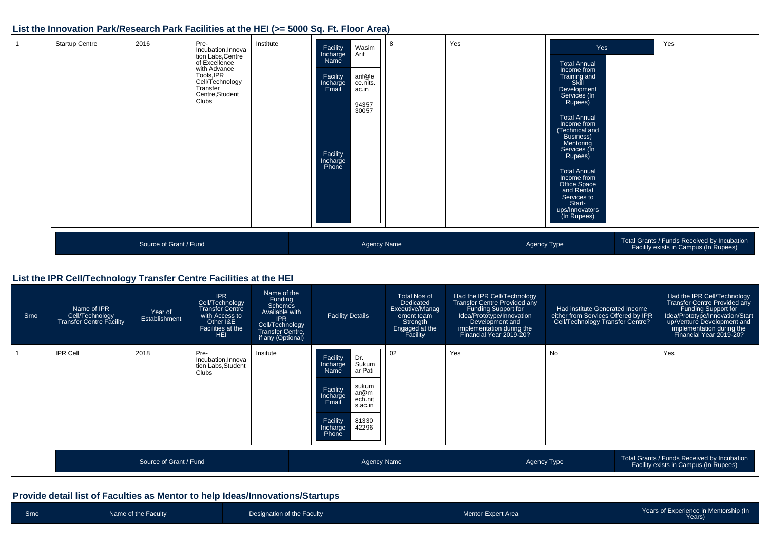## List the Innovation Park/Research Park Facilities at the HEI (>= 5000 Sq. Ft. Floor Area)

| | | | | | | | | | |
|---|---|---|---|---|---|---|---|---|---|
| 1 | Startup Centre | 2016 | Pre-Incubation,Innovation Labs,Centre of Excellence with Advance Tools,IPR Cell/Technology Transfer Centre,Student Clubs | Institute | Facility Incharge Name: Wasim Arif<br>Facility Incharge Email: arif@ece.nits.ac.in<br>Facility Incharge Phone: 9435730057 | 8 | Yes | Yes<br>Total Annual Income from Training and Skill Development Services (In Rupees):<br>Total Annual Income from (Technical and Business) Mentoring Services (In Rupees):<br>Total Annual Income from Office Space and Rental Services to Start-ups/Innovators (In Rupees): | Yes |

| Source of Grant / Fund | Agency Name | Agency Type | Total Grants / Funds Received by Incubation Facility exists in Campus (In Rupees) |
|---|---|---|---|

## List the IPR Cell/Technology Transfer Centre Facilities at the HEI

| Srno | Name of IPR Cell/Technology Transfer Centre Facility | Year of Establishment | IPR Cell/Technology Transfer Centre with Access to Other I&E Facilities at the HEI | Name of the Funding Schemes Available with IPR Cell/Technology Transfer Centre, if any (Optional) | Facility Details | Total Nos of Dedicated Executive/Management team Strength Engaged at the Facility | Had the IPR Cell/Technology Transfer Centre Provided any Funding Support for Idea/Prototype/Innovation Development and implementation during the Financial Year 2019-20? | Had institute Generated Income either from Services Offered by IPR Cell/Technology Transfer Centre? | Had the IPR Cell/Technology Transfer Centre Provided any Funding Support for Idea/Prototype/Innovation/Startup/Venture Development and implementation during the Financial Year 2019-20? |
|---|---|---|---|---|---|---|---|---|---|
| 1 | IPR Cell | 2018 | Pre-Incubation,Innovation Labs,Student Clubs | Insitute | Facility Incharge Name: Dr. Sukumar Pati<br>Facility Incharge Email: sukumar@mech.nits.ac.in<br>Facility Incharge Phone: 8133042296 | 02 | Yes | No | Yes |

| Source of Grant / Fund | Agency Name | Agency Type | Total Grants / Funds Received by Incubation Facility exists in Campus (In Rupees) |
|---|---|---|---|

## Provide detail list of Faculties as Mentor to help Ideas/Innovations/Startups

| Srno | Name of the Faculty | Designation of the Faculty | Mentor Expert Area | Years of Experience in Mentorship (In Years) |
|---|---|---|---|---|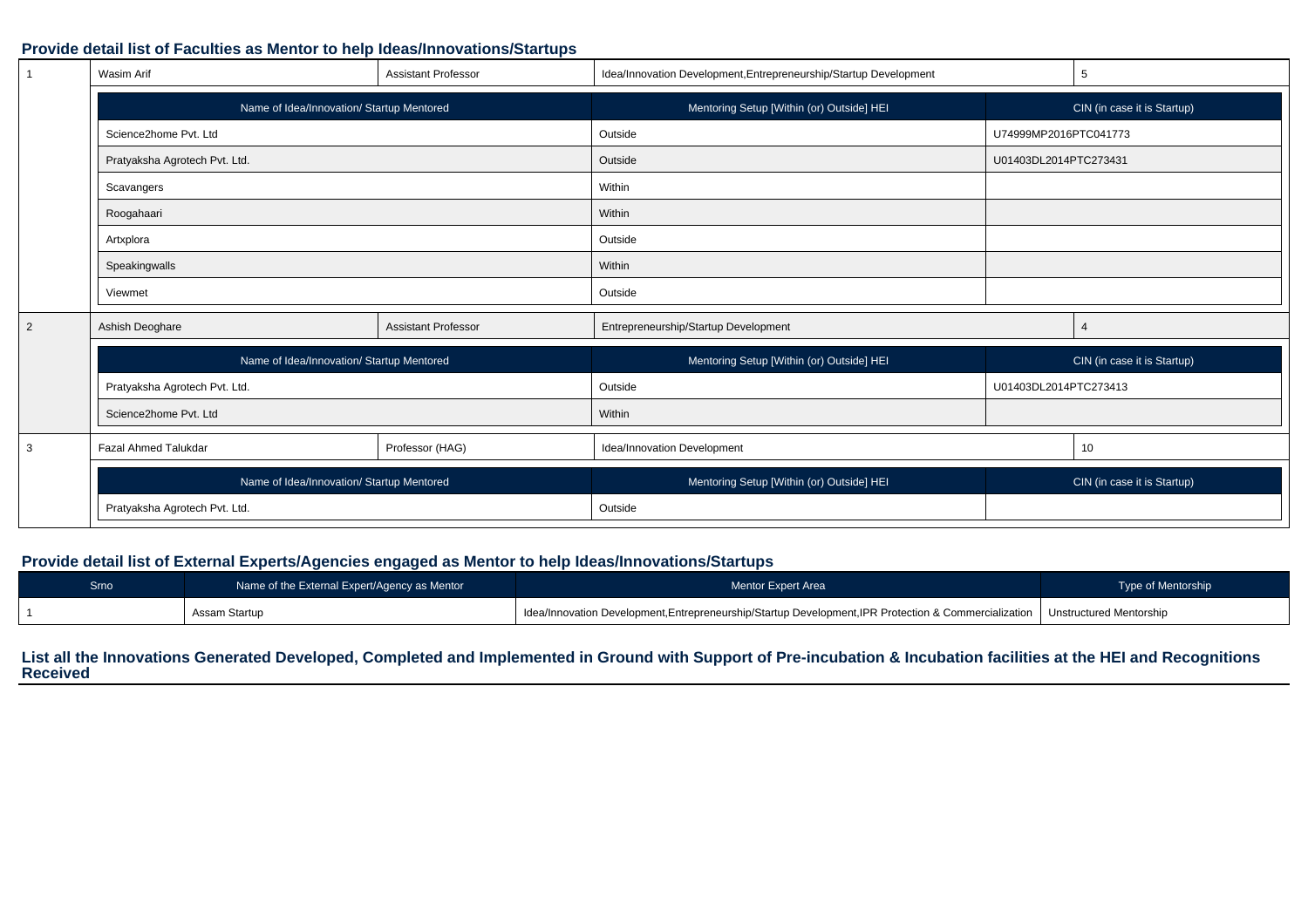### Provide detail list of Faculties as Mentor to help Ideas/Innovations/Startups

| 1 | Wasim Arif | Assistant Professor | Idea/Innovation Development,Entrepreneurship/Startup Development | 5 |
|---|---|---|---|---|

| Name of Idea/Innovation/ Startup Mentored | Mentoring Setup [Within (or) Outside] HEI | CIN (in case it is Startup) |
|---|---|---|
| Science2home Pvt. Ltd | Outside | U74999MP2016PTC041773 |
| Pratyaksha Agrotech Pvt. Ltd. | Outside | U01403DL2014PTC273431 |
| Scavangers | Within | |
| Roogahaari | Within | |
| Artxplora | Outside | |
| Speakingwalls | Within | |
| Viewmet | Outside | |

| 2 | Ashish Deoghare | Assistant Professor | Entrepreneurship/Startup Development | 4 |
|---|---|---|---|---|

| Name of Idea/Innovation/ Startup Mentored | Mentoring Setup [Within (or) Outside] HEI | CIN (in case it is Startup) |
|---|---|---|
| Pratyaksha Agrotech Pvt. Ltd. | Outside | U01403DL2014PTC273413 |
| Science2home Pvt. Ltd | Within | |

| 3 | Fazal Ahmed Talukdar | Professor (HAG) | Idea/Innovation Development | 10 |
|---|---|---|---|---|

| Name of Idea/Innovation/ Startup Mentored | Mentoring Setup [Within (or) Outside] HEI | CIN (in case it is Startup) |
|---|---|---|
| Pratyaksha Agrotech Pvt. Ltd. | Outside | |

### Provide detail list of External Experts/Agencies engaged as Mentor to help Ideas/Innovations/Startups

| Srno | Name of the External Expert/Agency as Mentor | Mentor Expert Area | Type of Mentorship |
|---|---|---|---|
| 1 | Assam Startup | Idea/Innovation Development,Entrepreneurship/Startup Development,IPR Protection & Commercialization | Unstructured Mentorship |

### List all the Innovations Generated Developed, Completed and Implemented in Ground with Support of Pre-incubation & Incubation facilities at the HEI and Recognitions Received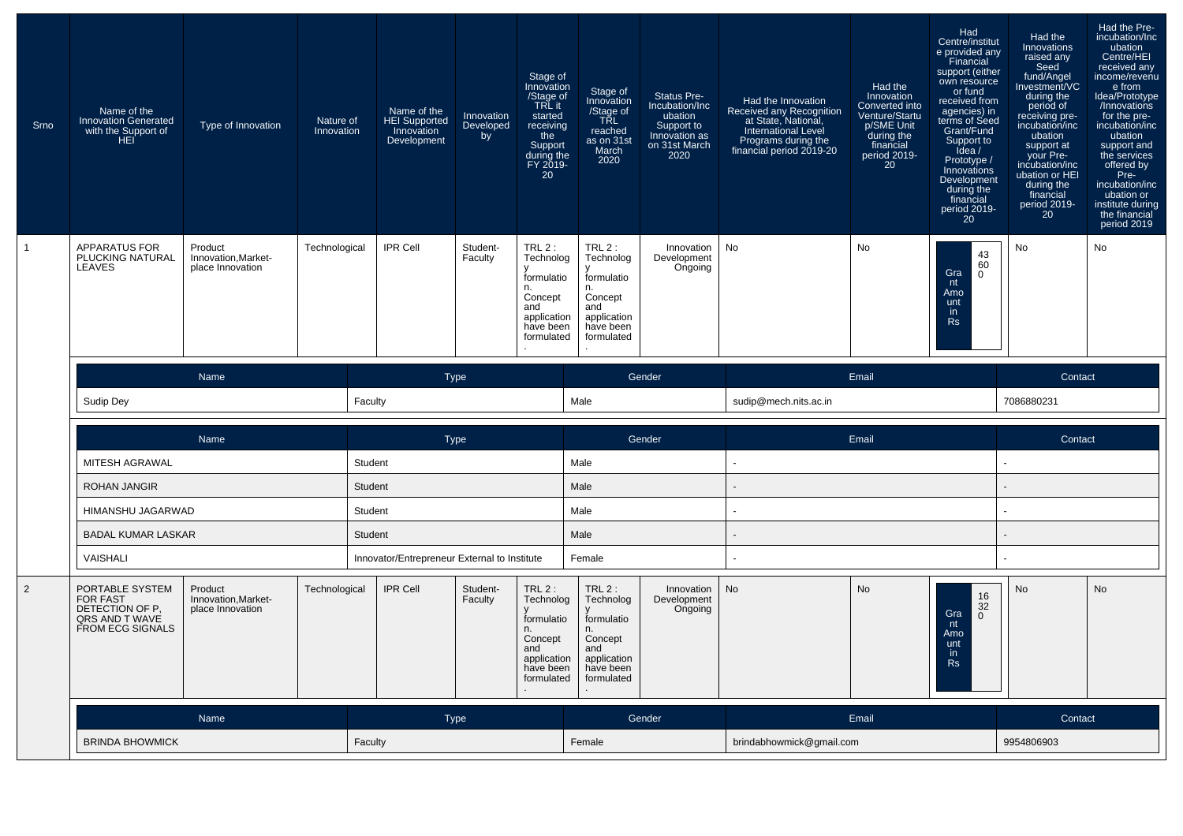| Srno | Name of the Innovation Generated with the Support of HEI | Type of Innovation | Nature of Innovation | Name of the HEI Supported Innovation Development | Innovation Developed by | Stage of Innovation /Stage of TRL it started receiving the Support during the FY 2019-20 | Stage of Innovation /Stage of TRL reached as on 31st March 2020 | Status Pre-Incubation/Incubation Support to Innovation as on 31st March 2020 | Had the Innovation Received any Recognition at State, National, International Level Programs during the financial period 2019-20 | Had the Innovation Converted into Venture/Startup/SME Unit during the financial period 2019-20 | Had Centre/institute provided any Financial support (either own resource or fund received from agencies) in terms of Seed Grant/Fund Support to Idea / Prototype / Innovations Development during the financial period 2019-20 | Had the Innovations raised any Seed fund/Angel Investment/VC during the period of receiving pre-incubation/incubation support at your Pre-incubation/incubation or HEI during the financial period 2019-20 | Had the Pre-incubation/Incubation Centre/HEI received any income/revenue from Idea/Prototype /Innovations for the pre-incubation/incubation support and the services offered by Pre-incubation/incubation or institute during the financial period 2019 |
|---|---|---|---|---|---|---|---|---|---|---|---|---|---|
| 1 | APPARATUS FOR PLUCKING NATURAL LEAVES | Product Innovation,Market-place Innovation | Technological | IPR Cell | Student-Faculty | TRL 2 : Technology formulation. Concept and application have been formulated. | TRL 2 : Technology formulation. Concept and application have been formulated. | Innovation Development Ongoing | No | No | Grant Amount in Rs: 43600 | No | No |

| Name | Type | Gender | Email | Contact |
|---|---|---|---|---|
| Sudip Dey | Faculty | Male | sudip@mech.nits.ac.in | 7086880231 |

| Name | Type | Gender | Email | Contact |
|---|---|---|---|---|
| MITESH AGRAWAL | Student | Male | - | - |
| ROHAN JANGIR | Student | Male | - | - |
| HIMANSHU JAGARWAD | Student | Male | - | - |
| BADAL KUMAR LASKAR | Student | Male | - | - |
| VAISHALI | Innovator/Entrepreneur External to Institute | Female | - | - |

| Srno | Name of the Innovation Generated with the Support of HEI | Type of Innovation | Nature of Innovation | Name of the HEI Supported Innovation Development | Innovation Developed by | Stage of Innovation /Stage of TRL it started receiving the Support during the FY 2019-20 | Stage of Innovation /Stage of TRL reached as on 31st March 2020 | Status Pre-Incubation/Incubation Support to Innovation as on 31st March 2020 | Had the Innovation Received any Recognition at State, National, International Level Programs during the financial period 2019-20 | Had the Innovation Converted into Venture/Startup/SME Unit during the financial period 2019-20 | Had Centre/institute provided any Financial support (either own resource or fund received from agencies) in terms of Seed Grant/Fund Support to Idea / Prototype / Innovations Development during the financial period 2019-20 | Had the Innovations raised any Seed fund/Angel Investment/VC during the period of receiving pre-incubation/incubation support at your Pre-incubation/incubation or HEI during the financial period 2019-20 | Had the Pre-incubation/Incubation Centre/HEI received any income/revenue from Idea/Prototype /Innovations for the pre-incubation/incubation support and the services offered by Pre-incubation/incubation or institute during the financial period 2019 |
|---|---|---|---|---|---|---|---|---|---|---|---|---|---|
| 2 | PORTABLE SYSTEM FOR FAST DETECTION OF P, QRS AND T WAVE FROM ECG SIGNALS | Product Innovation,Market-place Innovation | Technological | IPR Cell | Student-Faculty | TRL 2 : Technology formulation. Concept and application have been formulated. | TRL 2 : Technology formulation. Concept and application have been formulated. | Innovation Development Ongoing | No | No | Grant Amount in Rs: 16320 | No | No |

| Name | Type | Gender | Email | Contact |
|---|---|---|---|---|
| BRINDA BHOWMICK | Faculty | Female | brindabhowmick@gmail.com | 9954806903 |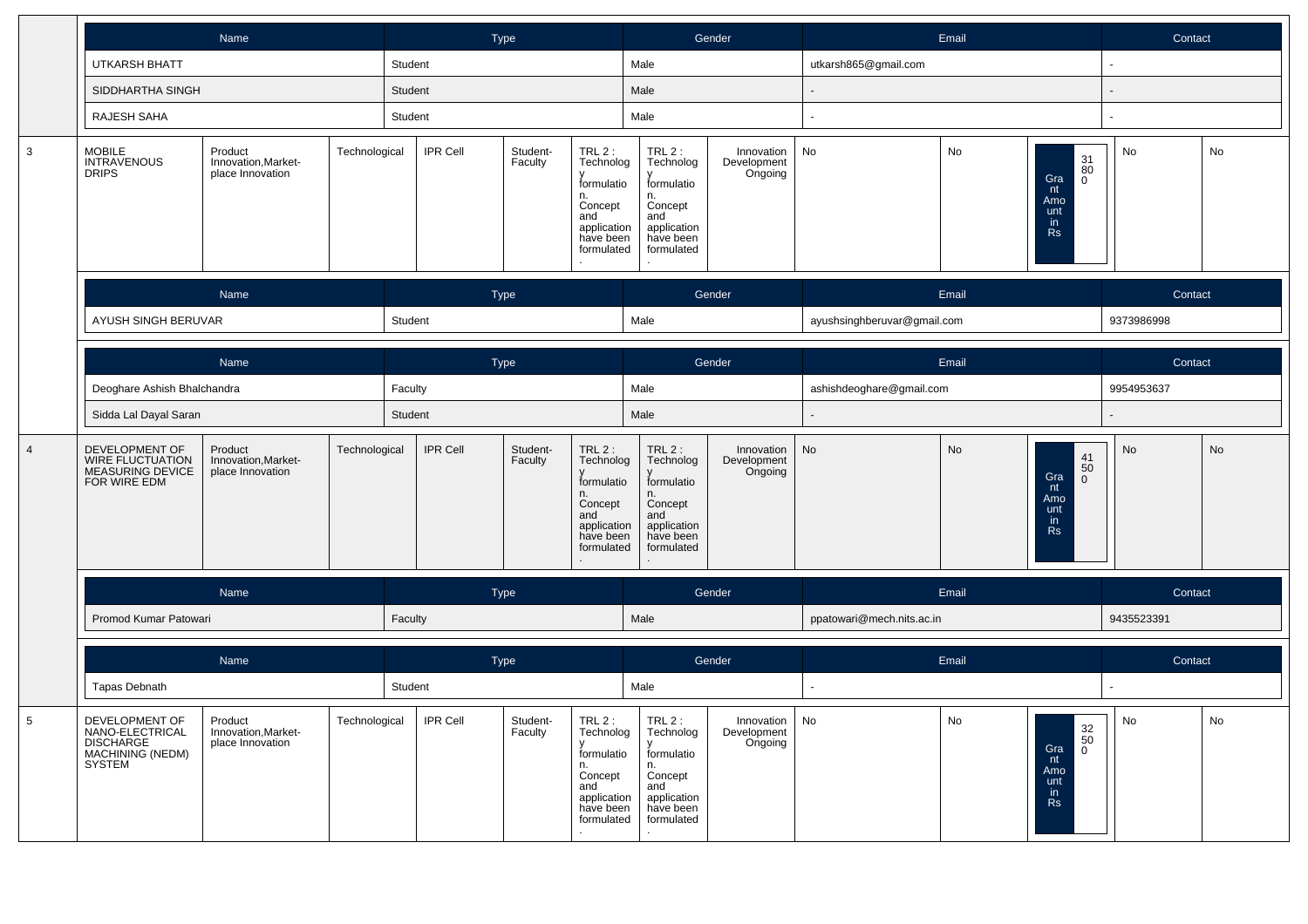| Name | Type | Gender | Email | Contact |
|---|---|---|---|---|
| UTKARSH BHATT | Student | Male | utkarsh865@gmail.com | - |
| SIDDHARTHA SINGH | Student | Male | - | - |
| RAJESH SAHA | Student | Male | - | - |

| 3 | MOBILE INTRAVENOUS DRIPS | Product Innovation,Market-place Innovation | Technological | IPR Cell | Student-Faculty | TRL 2 : Technology formulation. Concept and application have been formulated. | TRL 2 : Technology formulation. Concept and application have been formulated. | Innovation Development Ongoing | No | No | Grant Amount in Rs 31800 | No | No |
|---|---|---|---|---|---|---|---|---|---|---|---|---|---|

| Name | Type | Gender | Email | Contact |
|---|---|---|---|---|
| AYUSH SINGH BERUVAR | Student | Male | ayushsinghberuvar@gmail.com | 9373986998 |

| Name | Type | Gender | Email | Contact |
|---|---|---|---|---|
| Deoghare Ashish Bhalchandra | Faculty | Male | ashishdeoghare@gmail.com | 9954953637 |
| Sidda Lal Dayal Saran | Student | Male | - | - |

| 4 | DEVELOPMENT OF WIRE FLUCTUATION MEASURING DEVICE FOR WIRE EDM | Product Innovation,Market-place Innovation | Technological | IPR Cell | Student-Faculty | TRL 2 : Technology formulation. Concept and application have been formulated. | TRL 2 : Technology formulation. Concept and application have been formulated. | Innovation Development Ongoing | No | No | Grant Amount in Rs 41500 | No | No |
|---|---|---|---|---|---|---|---|---|---|---|---|---|---|

| Name | Type | Gender | Email | Contact |
|---|---|---|---|---|
| Promod Kumar Patowari | Faculty | Male | ppatowari@mech.nits.ac.in | 9435523391 |

| Name | Type | Gender | Email | Contact |
|---|---|---|---|---|
| Tapas Debnath | Student | Male | - | - |

| 5 | DEVELOPMENT OF NANO-ELECTRICAL DISCHARGE MACHINING (NEDM) SYSTEM | Product Innovation,Market-place Innovation | Technological | IPR Cell | Student-Faculty | TRL 2 : Technology formulation. Concept and application have been formulated. | TRL 2 : Technology formulation. Concept and application have been formulated. | Innovation Development Ongoing | No | No | Grant Amount in Rs 32500 | No | No |
|---|---|---|---|---|---|---|---|---|---|---|---|---|---|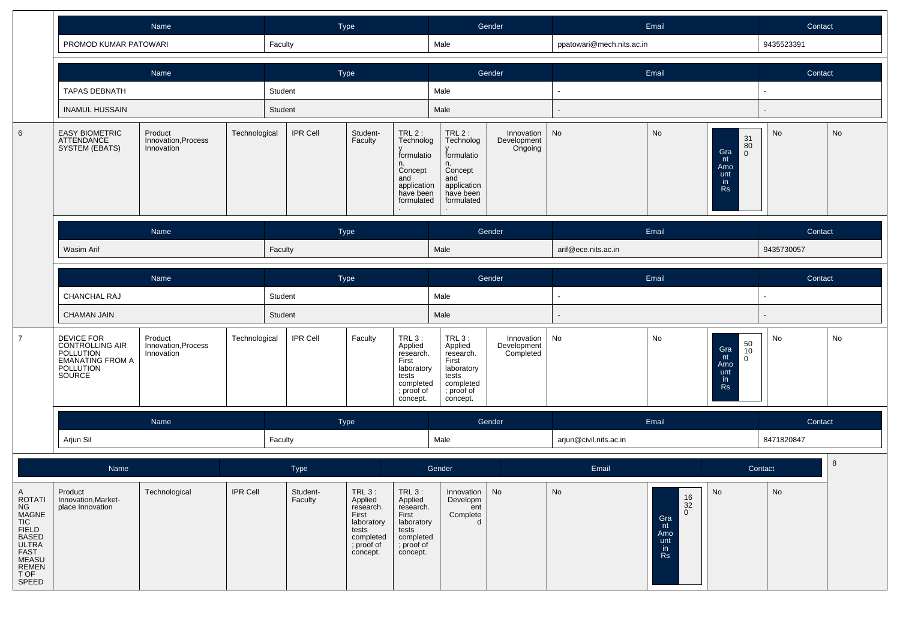| Name | Type | Gender | Email | Contact |
|---|---|---|---|---|
| PROMOD KUMAR PATOWARI | Faculty | Male | ppatowari@mech.nits.ac.in | 9435523391 |

| Name | Type | Gender | Email | Contact |
|---|---|---|---|---|
| TAPAS DEBNATH | Student | Male | - | - |
| INAMUL HUSSAIN | Student | Male | - | - |

| | | | | | | | | | | | | | |
|---|---|---|---|---|---|---|---|---|---|---|---|---|---|
| 6 | EASY BIOMETRIC ATTENDANCE SYSTEM (EBATS) | Product Innovation,Process Innovation | Technological | IPR Cell | Student-Faculty | TRL 2 : Technology formulation. Concept and application have been formulated. | TRL 2 : Technology formulation. Concept and application have been formulated. | Innovation Development Ongoing | No | No | Grant Amount in Rs 31800 | No | No |

| Name | Type | Gender | Email | Contact |
|---|---|---|---|---|
| Wasim Arif | Faculty | Male | arif@ece.nits.ac.in | 9435730057 |

| Name | Type | Gender | Email | Contact |
|---|---|---|---|---|
| CHANCHAL RAJ | Student | Male | - | - |
| CHAMAN JAIN | Student | Male | - | - |

| | | | | | | | | | | | | | |
|---|---|---|---|---|---|---|---|---|---|---|---|---|---|
| 7 | DEVICE FOR CONTROLLING AIR POLLUTION EMANATING FROM A POLLUTION SOURCE | Product Innovation,Process Innovation | Technological | IPR Cell | Faculty | TRL 3 : Applied research. First laboratory tests completed ; proof of concept. | TRL 3 : Applied research. First laboratory tests completed ; proof of concept. | Innovation Development Completed | No | No | Grant Amount in Rs 50100 | No | No |

| Name | Type | Gender | Email | Contact |
|---|---|---|---|---|
| Arjun Sil | Faculty | Male | arjun@civil.nits.ac.in | 8471820847 |

| | | | | | | | | | | | | | |
|---|---|---|---|---|---|---|---|---|---|---|---|---|---|
| 8 | A ROTATING MAGNETIC FIELD BASED ULTRA FAST MEASUREMENT OF SPEED | Product Innovation,Market-place Innovation | Technological | IPR Cell | Student-Faculty | TRL 3 : Applied research. First laboratory tests completed ; proof of concept. | TRL 3 : Applied research. First laboratory tests completed ; proof of concept. | Innovation Development Completed | No | No | Grant Amount in Rs 16320 | No | No |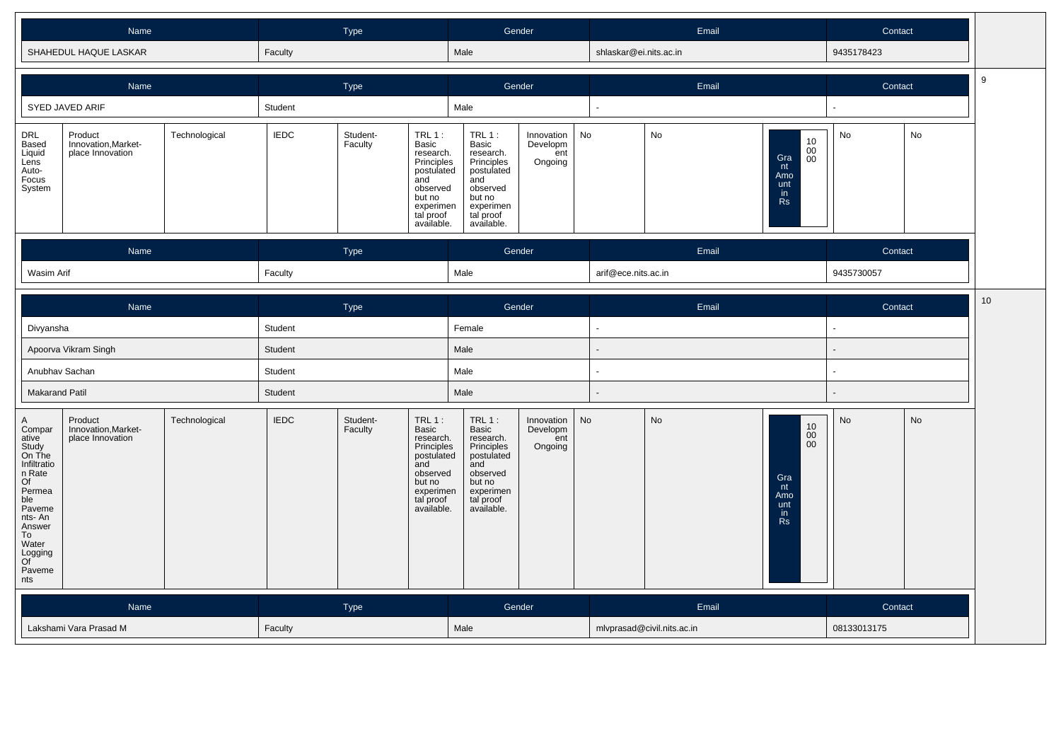| Name | Type | Gender | Email | Contact |
|---|---|---|---|---|
| SHAHEDUL HAQUE LASKAR | Faculty | Male | shlaskar@ei.nits.ac.in | 9435178423 |

9

| Name | Type | Gender | Email | Contact |
|---|---|---|---|---|
| SYED JAVED ARIF | Student | Male | - | - |

| | | | | | | | | | | | | |
|---|---|---|---|---|---|---|---|---|---|---|---|---|
| DRL Based Liquid Lens Auto-Focus System | Product Innovation,Market-place Innovation | Technological | IEDC | Student-Faculty | TRL 1 : Basic research. Principles postulated and observed but no experimental proof available. | TRL 1 : Basic research. Principles postulated and observed but no experimental proof available. | Innovation Development Ongoing | No | No | Grant Amount in Rs: 100000 | No | No |

| Name | Type | Gender | Email | Contact |
|---|---|---|---|---|
| Wasim Arif | Faculty | Male | arif@ece.nits.ac.in | 9435730057 |

10

| Name | Type | Gender | Email | Contact |
|---|---|---|---|---|
| Divyansha | Student | Female | - | - |
| Apoorva Vikram Singh | Student | Male | - | - |
| Anubhav Sachan | Student | Male | - | - |
| Makarand Patil | Student | Male | - | - |

| | | | | | | | | | | | | |
|---|---|---|---|---|---|---|---|---|---|---|---|---|
| A Comparative Study On The Infiltration Rate Of Permeable Pavements- An Answer To Water Logging Of Pavements | Product Innovation,Market-place Innovation | Technological | IEDC | Student-Faculty | TRL 1 : Basic research. Principles postulated and observed but no experimental proof available. | TRL 1 : Basic research. Principles postulated and observed but no experimental proof available. | Innovation Development Ongoing | No | No | Grant Amount in Rs: 100000 | No | No |

| Name | Type | Gender | Email | Contact |
|---|---|---|---|---|
| Lakshami Vara Prasad M | Faculty | Male | mlvprasad@civil.nits.ac.in | 08133013175 |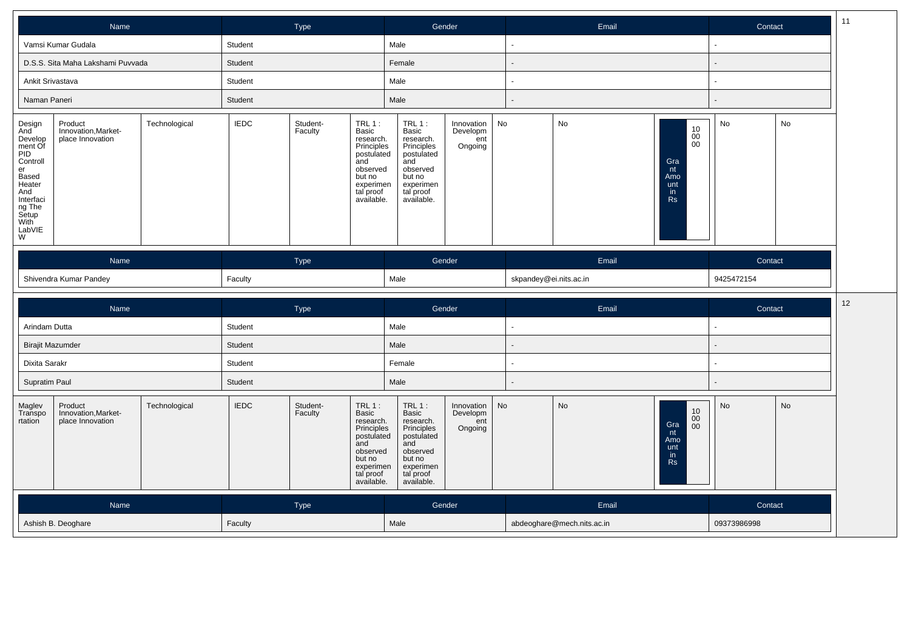| Name | Type | Gender | Email | Contact |
|---|---|---|---|---|
| Vamsi Kumar Gudala | Student | Male | - | - |
| D.S.S. Sita Maha Lakshami Puvvada | Student | Female | - | - |
| Ankit Srivastava | Student | Male | - | - |
| Naman Paneri | Student | Male | - | - |

| | | | | | | | | | | | | |
|---|---|---|---|---|---|---|---|---|---|---|---|---|
| 11 | Design And Development Of PID Controller Based Heater And Interfacing The Setup With LabVIEW | Product Innovation,Market-place Innovation | Technological | IEDC | Student-Faculty | TRL 1 : Basic research. Principles postulated and observed but no experimental proof available. | TRL 1 : Basic research. Principles postulated and observed but no experimental proof available. | Innovation Development Ongoing | No | No | Grant Amount in Rs: 100000 | No | No |

| Name | Type | Gender | Email | Contact |
|---|---|---|---|---|
| Shivendra Kumar Pandey | Faculty | Male | skpandey@ei.nits.ac.in | 9425472154 |

| Name | Type | Gender | Email | Contact |
|---|---|---|---|---|
| Arindam Dutta | Student | Male | - | - |
| Birajit Mazumder | Student | Male | - | - |
| Dixita Sarakr | Student | Female | - | - |
| Supratim Paul | Student | Male | - | - |

| | | | | | | | | | | | | |
|---|---|---|---|---|---|---|---|---|---|---|---|---|
| 12 | Maglev Transportation | Product Innovation,Market-place Innovation | Technological | IEDC | Student-Faculty | TRL 1 : Basic research. Principles postulated and observed but no experimental proof available. | TRL 1 : Basic research. Principles postulated and observed but no experimental proof available. | Innovation Development Ongoing | No | No | Grant Amount in Rs: 100000 | No | No |

| Name | Type | Gender | Email | Contact |
|---|---|---|---|---|
| Ashish B. Deoghare | Faculty | Male | abdeoghare@mech.nits.ac.in | 09373986998 |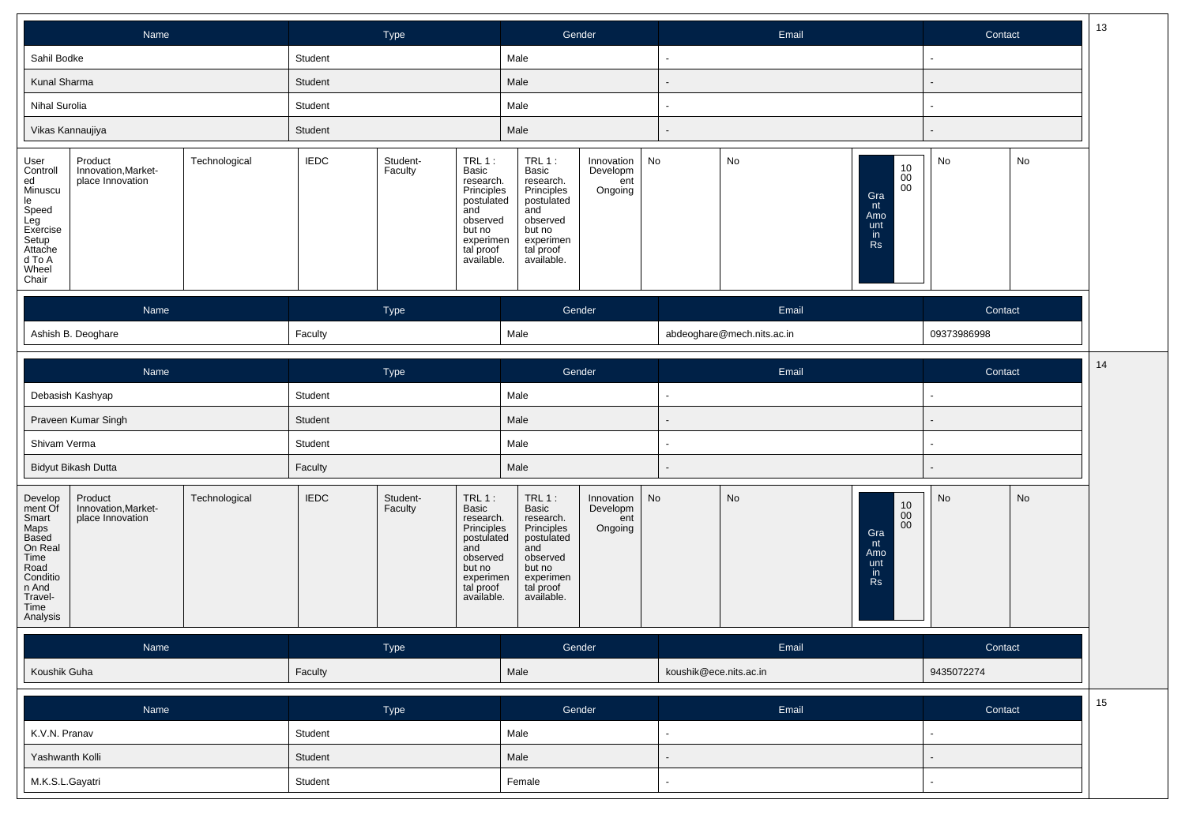| Name | Type | Gender | Email | Contact |
|---|---|---|---|---|
| Sahil Bodke | Student | Male | - | - |
| Kunal Sharma | Student | Male | - | - |
| Nihal Surolia | Student | Male | - | - |
| Vikas Kannaujiya | Student | Male | - | - |

| | | | | | | | | | | | | |
|---|---|---|---|---|---|---|---|---|---|---|---|---|
| User Controlled Minuscule Speed Leg Exercise Setup Attached To A Wheel Chair | Product Innovation,Market-place Innovation | Technological | IEDC | Student-Faculty | TRL 1 : Basic research. Principles postulated and observed but no experimental proof available. | TRL 1 : Basic research. Principles postulated and observed but no experimental proof available. | Innovation Development Ongoing | No | No | Grant Amount in Rs: 100000 | No | No |

| Name | Type | Gender | Email | Contact |
|---|---|---|---|---|
| Ashish B. Deoghare | Faculty | Male | abdeoghare@mech.nits.ac.in | 09373986998 |

| Name | Type | Gender | Email | Contact |
|---|---|---|---|---|
| Debasish Kashyap | Student | Male | - | - |
| Praveen Kumar Singh | Student | Male | - | - |
| Shivam Verma | Student | Male | - | - |
| Bidyut Bikash Dutta | Faculty | Male | - | - |

| | | | | | | | | | | | | |
|---|---|---|---|---|---|---|---|---|---|---|---|---|
| Development Of Smart Maps Based On Real Time Road Condition And Travel-Time Analysis | Product Innovation,Market-place Innovation | Technological | IEDC | Student-Faculty | TRL 1 : Basic research. Principles postulated and observed but no experimental proof available. | TRL 1 : Basic research. Principles postulated and observed but no experimental proof available. | Innovation Development Ongoing | No | No | Grant Amount in Rs: 100000 | No | No |

| Name | Type | Gender | Email | Contact |
|---|---|---|---|---|
| Koushik Guha | Faculty | Male | koushik@ece.nits.ac.in | 9435072274 |

| Name | Type | Gender | Email | Contact |
|---|---|---|---|---|
| K.V.N. Pranav | Student | Male | - | - |
| Yashwanth Kolli | Student | Male | - | - |
| M.K.S.L.Gayatri | Student | Female | - | - |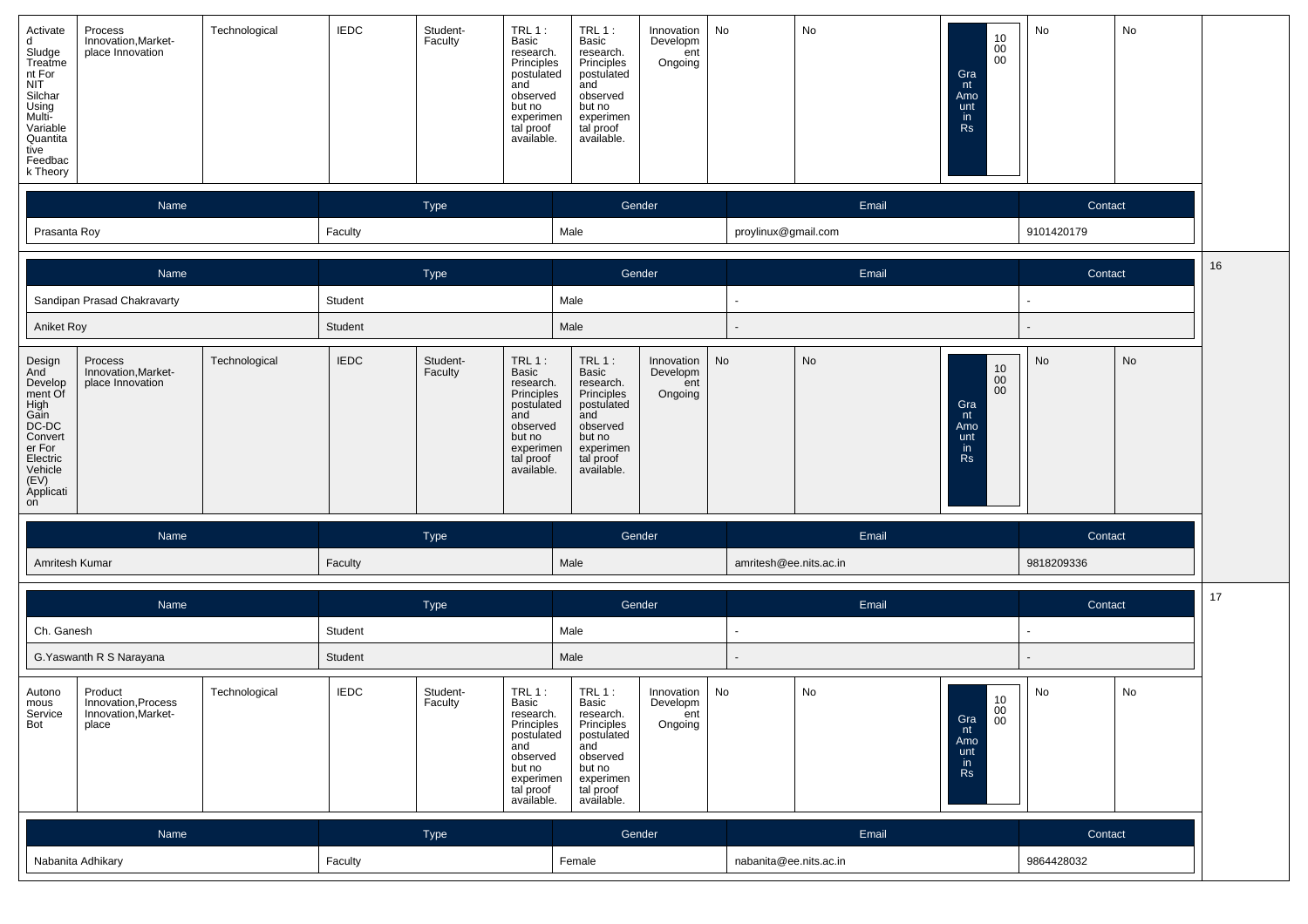| Activated Sludge Treatment For NIT Silchar Using Multi-Variable Quantitative Feedback Theory | Process Innovation,Market-place Innovation | Technological | IEDC | Student-Faculty | TRL 1 : Basic research. Principles postulated and observed but no experimental proof available. | TRL 1 : Basic research. Principles postulated and observed but no experimental proof available. | Innovation Development Ongoing | No | No | Grant Amount in Rs 100000 | No | No |
|---|---|---|---|---|---|---|---|---|---|---|---|---|

| Name | Type | Gender | Email | Contact |
|---|---|---|---|---|
| Prasanta Roy | Faculty | Male | proylinux@gmail.com | 9101420179 |

16

| Name | Type | Gender | Email | Contact |
|---|---|---|---|---|
| Sandipan Prasad Chakravarty | Student | Male | - | - |
| Aniket Roy | Student | Male | - | - |

| Design And Development Of High Gain DC-DC Converter For Electric Vehicle (EV) Application | Process Innovation,Market-place Innovation | Technological | IEDC | Student-Faculty | TRL 1 : Basic research. Principles postulated and observed but no experimental proof available. | TRL 1 : Basic research. Principles postulated and observed but no experimental proof available. | Innovation Development Ongoing | No | No | Grant Amount in Rs 100000 | No | No |
|---|---|---|---|---|---|---|---|---|---|---|---|---|

| Name | Type | Gender | Email | Contact |
|---|---|---|---|---|
| Amritesh Kumar | Faculty | Male | amritesh@ee.nits.ac.in | 9818209336 |

17

| Name | Type | Gender | Email | Contact |
|---|---|---|---|---|
| Ch. Ganesh | Student | Male | - | - |
| G.Yaswanth R S Narayana | Student | Male | - | - |

| Autonomous Service Bot | Product Innovation,Process Innovation,Market-place | Technological | IEDC | Student-Faculty | TRL 1 : Basic research. Principles postulated and observed but no experimental proof available. | TRL 1 : Basic research. Principles postulated and observed but no experimental proof available. | Innovation Development Ongoing | No | No | Grant Amount in Rs 100000 | No | No |
|---|---|---|---|---|---|---|---|---|---|---|---|---|

| Name | Type | Gender | Email | Contact |
|---|---|---|---|---|
| Nabanita Adhikary | Faculty | Female | nabanita@ee.nits.ac.in | 9864428032 |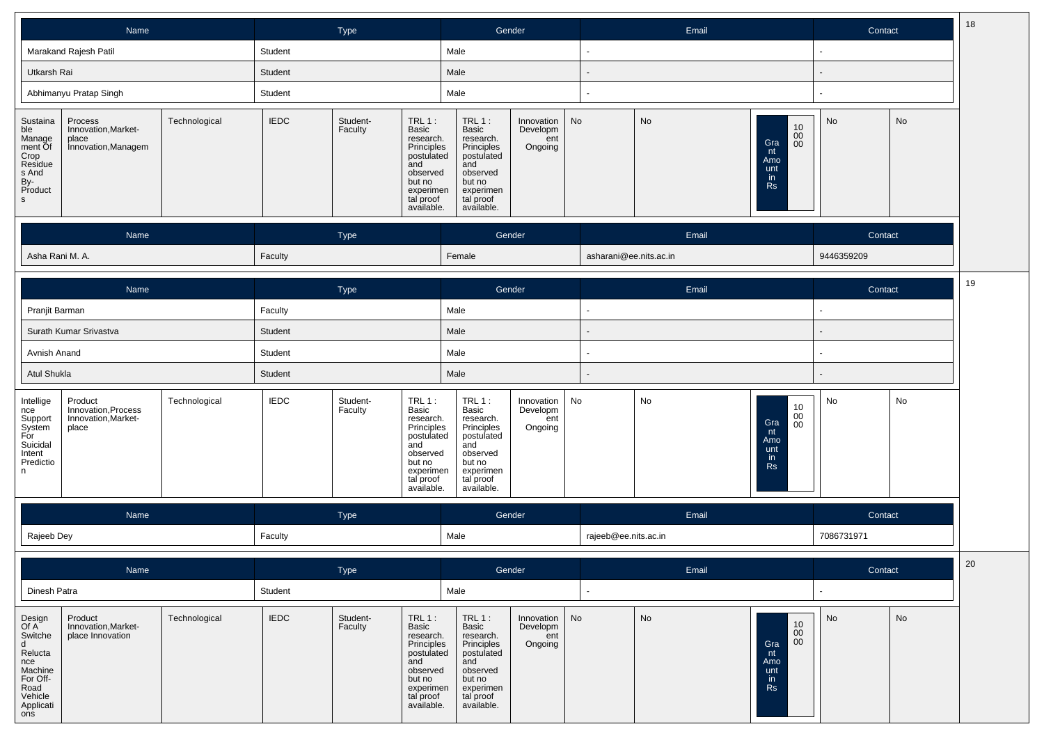| Name | Type | Gender | Email | Contact |
|---|---|---|---|---|
| Marakand Rajesh Patil | Student | Male | - | - |
| Utkarsh Rai | Student | Male | - | - |
| Abhimanyu Pratap Singh | Student | Male | - | - |

| Sustainable Management Of Crop Residues And By-Products | Process Innovation,Market-place Innovation,Managem | Technological | IEDC | Student-Faculty | TRL 1 : Basic research. Principles postulated and observed but no experimental proof available. | TRL 1 : Basic research. Principles postulated and observed but no experimental proof available. | Innovation Development Ongoing | No | No | Grant Amount in Rs: 100000 | No | No |
|---|---|---|---|---|---|---|---|---|---|---|---|---|

| Name | Type | Gender | Email | Contact |
|---|---|---|---|---|
| Asha Rani M. A. | Faculty | Female | asharani@ee.nits.ac.in | 9446359209 |

18

| Name | Type | Gender | Email | Contact |
|---|---|---|---|---|
| Pranjit Barman | Faculty | Male | - | - |
| Surath Kumar Srivastva | Student | Male | - | - |
| Avnish Anand | Student | Male | - | - |
| Atul Shukla | Student | Male | - | - |

| Intelligence Support System For Suicidal Intent Prediction | Product Innovation,Process Innovation,Market-place | Technological | IEDC | Student-Faculty | TRL 1 : Basic research. Principles postulated and observed but no experimental proof available. | TRL 1 : Basic research. Principles postulated and observed but no experimental proof available. | Innovation Development Ongoing | No | No | Grant Amount in Rs: 100000 | No | No |
|---|---|---|---|---|---|---|---|---|---|---|---|---|

| Name | Type | Gender | Email | Contact |
|---|---|---|---|---|
| Rajeeb Dey | Faculty | Male | rajeeb@ee.nits.ac.in | 7086731971 |

19

| Name | Type | Gender | Email | Contact |
|---|---|---|---|---|
| Dinesh Patra | Student | Male | - | - |

| Design Of A Switched Reluctance Machine For Off-Road Vehicle Applications | Product Innovation,Market-place Innovation | Technological | IEDC | Student-Faculty | TRL 1 : Basic research. Principles postulated and observed but no experimental proof available. | TRL 1 : Basic research. Principles postulated and observed but no experimental proof available. | Innovation Development Ongoing | No | No | Grant Amount in Rs: 100000 | No | No |
|---|---|---|---|---|---|---|---|---|---|---|---|---|

20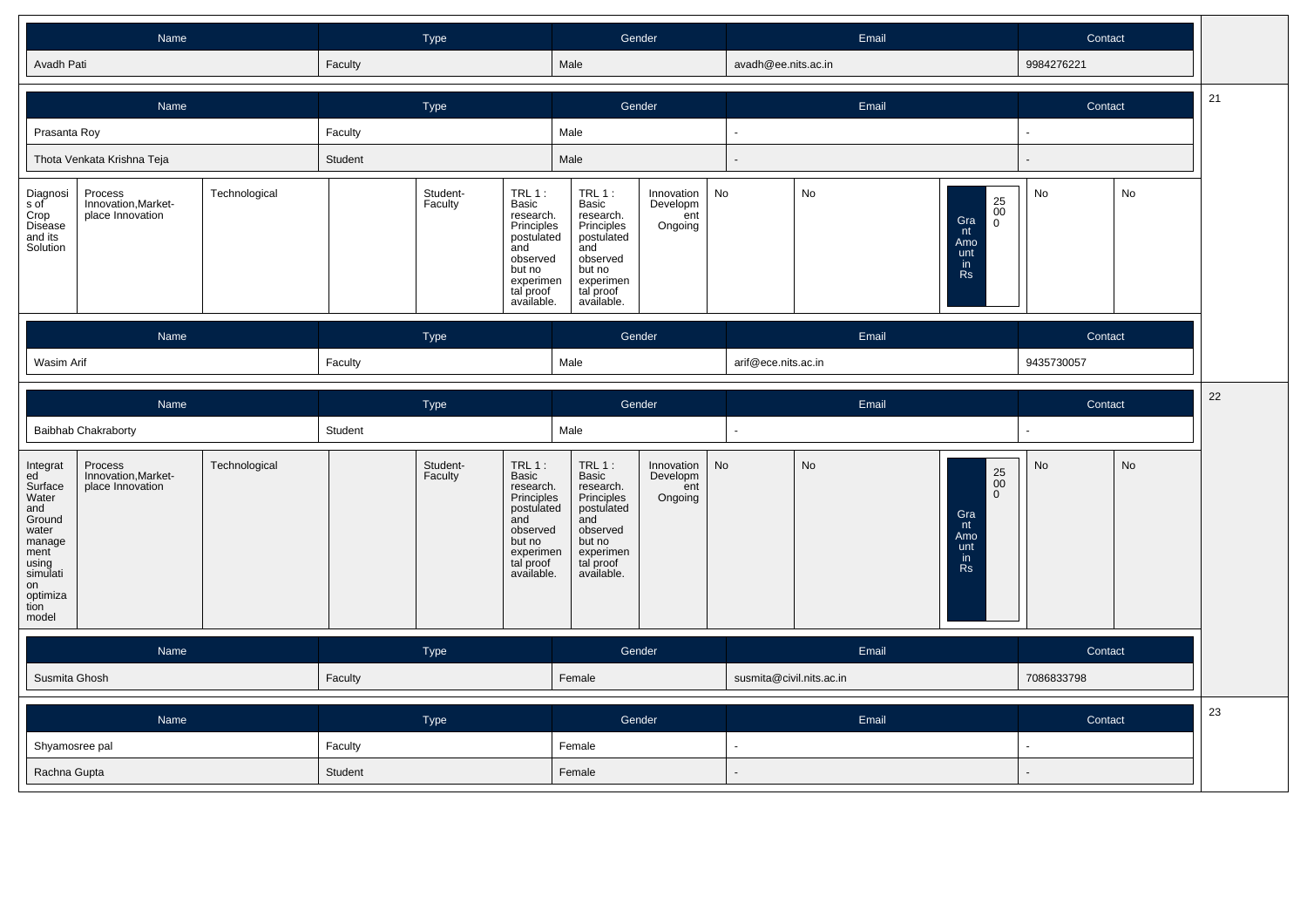| Name | Type | Gender | Email | Contact |
|---|---|---|---|---|
| Avadh Pati | Faculty | Male | avadh@ee.nits.ac.in | 9984276221 |

21

| Name | Type | Gender | Email | Contact |
|---|---|---|---|---|
| Prasanta Roy | Faculty | Male | - | - |
| Thota Venkata Krishna Teja | Student | Male | - | - |

| | | | | | | | | | | | | | |
|---|---|---|---|---|---|---|---|---|---|---|---|---|---|
| Diagnosis of Crop Disease and its Solution | Process Innovation,Market-place Innovation | Technological | | Student-Faculty | TRL 1 : Basic research. Principles postulated and observed but no experimental proof available. | TRL 1 : Basic research. Principles postulated and observed but no experimental proof available. | Innovation Development Ongoing | No | No | Grant Amount in Rs: 25000 | No | No |

| Name | Type | Gender | Email | Contact |
|---|---|---|---|---|
| Wasim Arif | Faculty | Male | arif@ece.nits.ac.in | 9435730057 |

22

| Name | Type | Gender | Email | Contact |
|---|---|---|---|---|
| Baibhab Chakraborty | Student | Male | - | - |

| | | | | | | | | | | | | | |
|---|---|---|---|---|---|---|---|---|---|---|---|---|---|
| Integrated Surface Water and Ground water management using simulation optimization model | Process Innovation,Market-place Innovation | Technological | | Student-Faculty | TRL 1 : Basic research. Principles postulated and observed but no experimental proof available. | TRL 1 : Basic research. Principles postulated and observed but no experimental proof available. | Innovation Development Ongoing | No | No | Grant Amount in Rs: 25000 | No | No |

| Name | Type | Gender | Email | Contact |
|---|---|---|---|---|
| Susmita Ghosh | Faculty | Female | susmita@civil.nits.ac.in | 7086833798 |

23

| Name | Type | Gender | Email | Contact |
|---|---|---|---|---|
| Shyamosree pal | Faculty | Female | - | - |
| Rachna Gupta | Student | Female | - | - |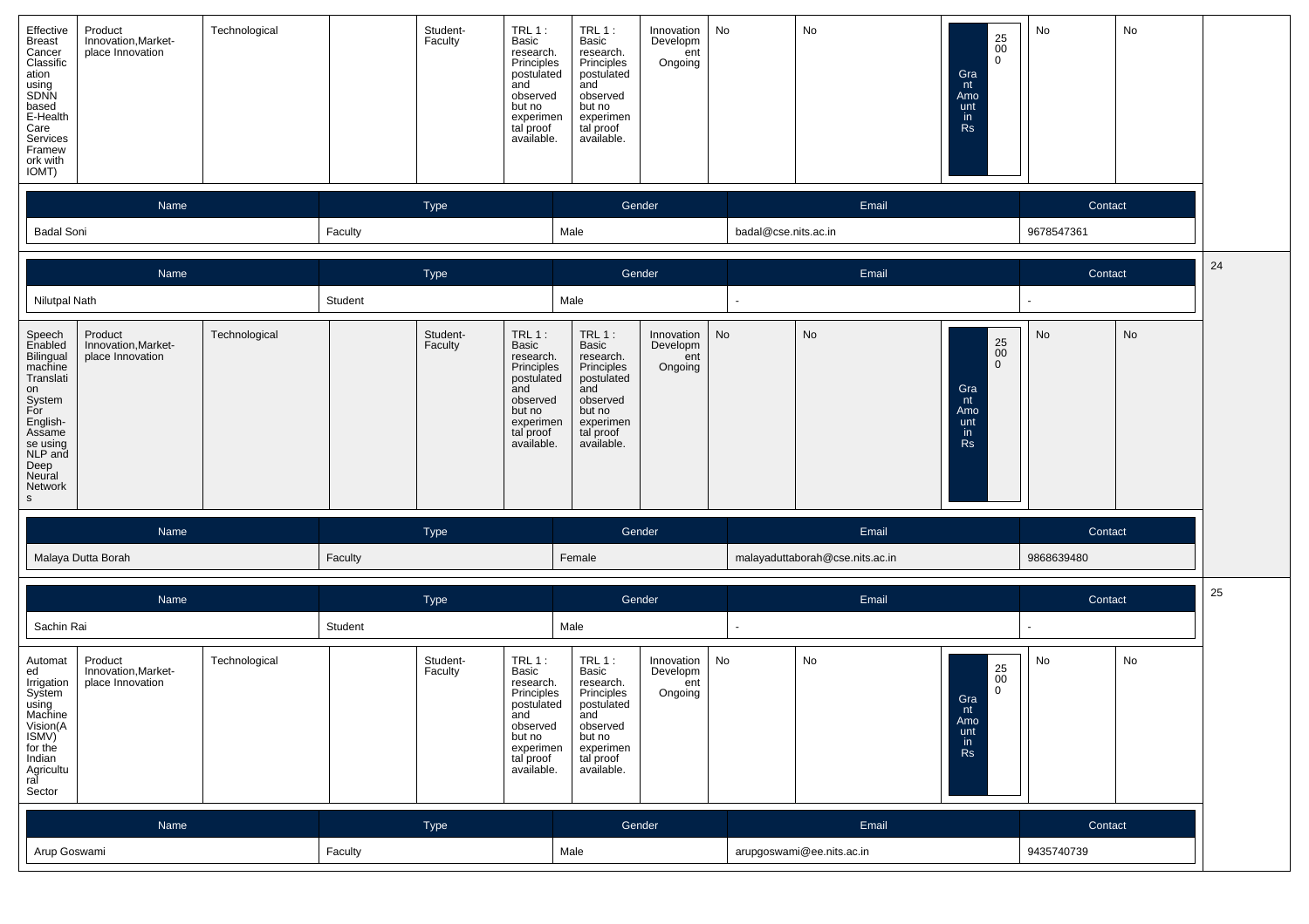| Effective Breast Cancer Classification using SDNN based E-Health Care Services Framework with IOMT) | Product Innovation,Market-place Innovation | Technological | | Student-Faculty | TRL 1 : Basic research. Principles postulated and observed but no experimental proof available. | TRL 1 : Basic research. Principles postulated and observed but no experimental proof available. | Innovation Development Ongoing | No | No | Grant Amount in Rs 250000 | No | No | |
|---|---|---|---|---|---|---|---|---|---|---|---|---|---|

| Name | Type | Gender | Email | Contact |
|---|---|---|---|---|
| Badal Soni | Faculty | Male | badal@cse.nits.ac.in | 9678547361 |

24

| Name | Type | Gender | Email | Contact |
|---|---|---|---|---|
| Nilutpal Nath | Student | Male | - | - |

| Speech Enabled Bilingual machine Translation System For English-Assamese using NLP and Deep Neural Networks | Product Innovation,Market-place Innovation | Technological | | Student-Faculty | TRL 1 : Basic research. Principles postulated and observed but no experimental proof available. | TRL 1 : Basic research. Principles postulated and observed but no experimental proof available. | Innovation Development Ongoing | No | No | Grant Amount in Rs 250000 | No | No |
|---|---|---|---|---|---|---|---|---|---|---|---|---|

| Name | Type | Gender | Email | Contact |
|---|---|---|---|---|
| Malaya Dutta Borah | Faculty | Female | malayaduttaborah@cse.nits.ac.in | 9868639480 |

25

| Name | Type | Gender | Email | Contact |
|---|---|---|---|---|
| Sachin Rai | Student | Male | - | - |

| Automated Irrigation System using Machine Vision(AISMV) for the Indian Agricultural Sector | Product Innovation,Market-place Innovation | Technological | | Student-Faculty | TRL 1 : Basic research. Principles postulated and observed but no experimental proof available. | TRL 1 : Basic research. Principles postulated and observed but no experimental proof available. | Innovation Development Ongoing | No | No | Grant Amount in Rs 250000 | No | No |
|---|---|---|---|---|---|---|---|---|---|---|---|---|

| Name | Type | Gender | Email | Contact |
|---|---|---|---|---|
| Arup Goswami | Faculty | Male | arupgoswami@ee.nits.ac.in | 9435740739 |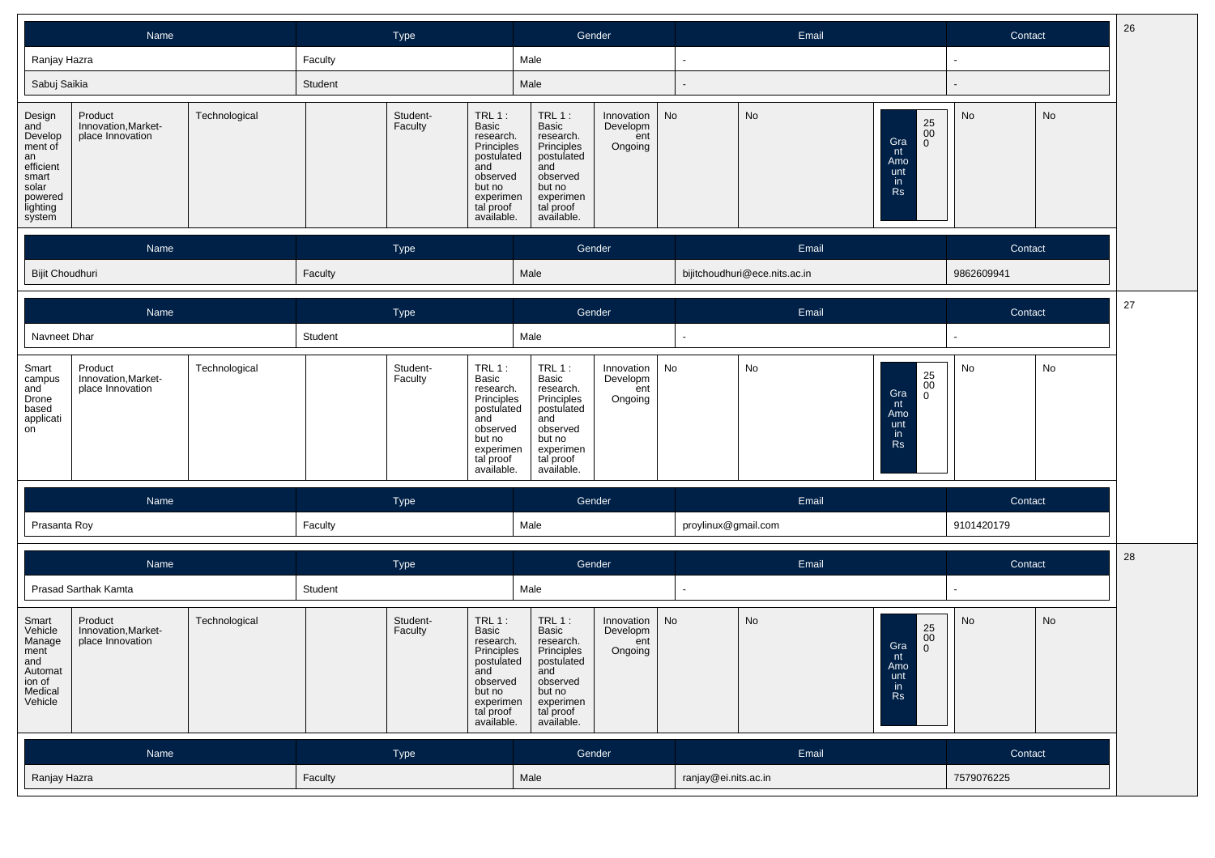| Name | Type | Gender | Email | Contact |
|---|---|---|---|---|
| Ranjay Hazra | Faculty | Male | - | - |
| Sabuj Saikia | Student | Male | - | - |

| Design and Development of an efficient smart solar powered lighting system | Product Innovation,Market-place Innovation | Technological | | Student-Faculty | TRL 1 : Basic research. Principles postulated and observed but no experimental proof available. | TRL 1 : Basic research. Principles postulated and observed but no experimental proof available. | Innovation Development Ongoing | No | No | Grant Amount in Rs | 25000 | No | No |
|---|---|---|---|---|---|---|---|---|---|---|---|---|---|

| Name | Type | Gender | Email | Contact |
|---|---|---|---|---|
| Bijit Choudhuri | Faculty | Male | bijitchoudhuri@ece.nits.ac.in | 9862609941 |

| Name | Type | Gender | Email | Contact |
|---|---|---|---|---|
| Navneet Dhar | Student | Male | - | - |

| Smart campus and Drone based application | Product Innovation,Market-place Innovation | Technological | | Student-Faculty | TRL 1 : Basic research. Principles postulated and observed but no experimental proof available. | TRL 1 : Basic research. Principles postulated and observed but no experimental proof available. | Innovation Development Ongoing | No | No | Grant Amount in Rs | 25000 | No | No |
|---|---|---|---|---|---|---|---|---|---|---|---|---|---|

| Name | Type | Gender | Email | Contact |
|---|---|---|---|---|
| Prasanta Roy | Faculty | Male | proylinux@gmail.com | 9101420179 |

| Name | Type | Gender | Email | Contact |
|---|---|---|---|---|
| Prasad Sarthak Kamta | Student | Male | - | - |

| Smart Vehicle Management and Automation of Medical Vehicle | Product Innovation,Market-place Innovation | Technological | | Student-Faculty | TRL 1 : Basic research. Principles postulated and observed but no experimental proof available. | TRL 1 : Basic research. Principles postulated and observed but no experimental proof available. | Innovation Development Ongoing | No | No | Grant Amount in Rs | 25000 | No | No |
|---|---|---|---|---|---|---|---|---|---|---|---|---|---|

| Name | Type | Gender | Email | Contact |
|---|---|---|---|---|
| Ranjay Hazra | Faculty | Male | ranjay@ei.nits.ac.in | 7579076225 |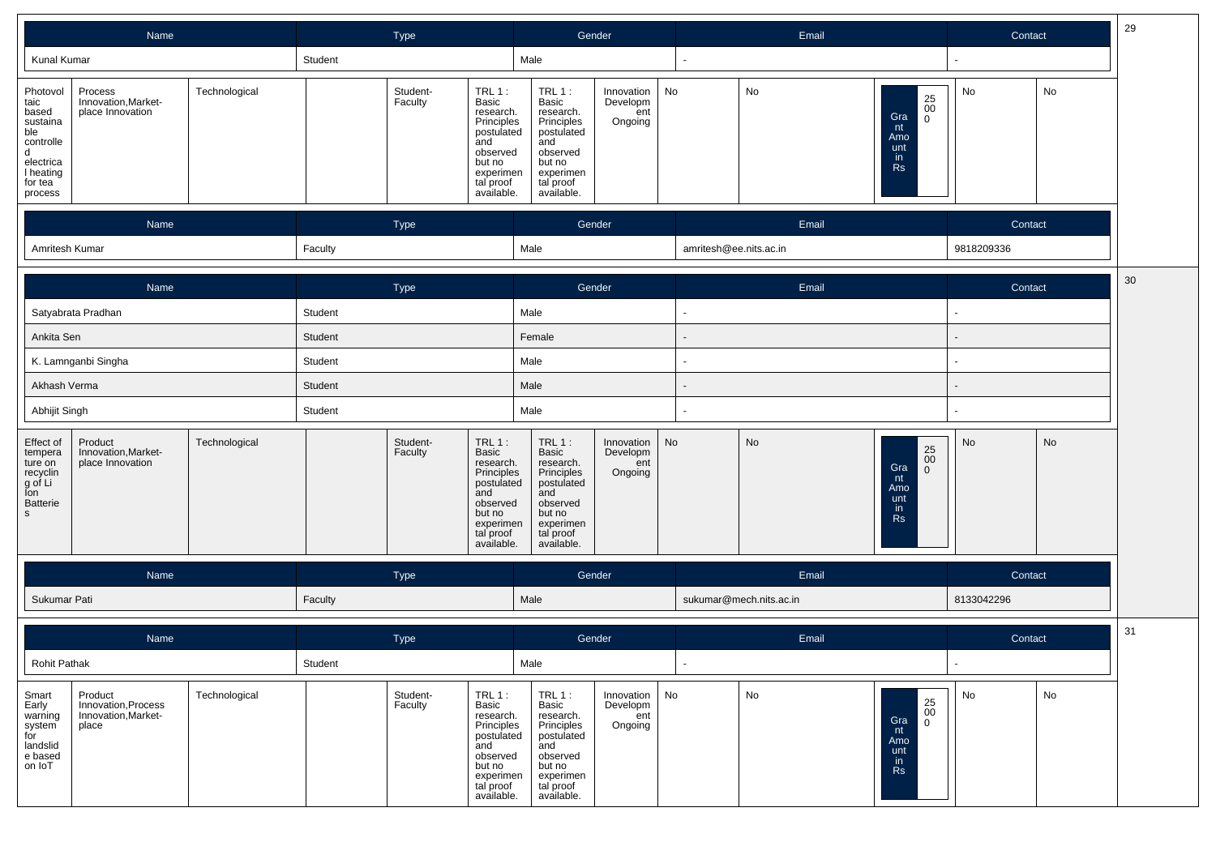| Name | Type | Gender | Email | Contact |
|---|---|---|---|---|
| Kunal Kumar | Student | Male | - | - |

| | | | | | | | | | | | | |
|---|---|---|---|---|---|---|---|---|---|---|---|---|
| Photovoltaic based sustainable controlled electrical heating for tea process | Process Innovation,Market-place Innovation | Technological | | Student-Faculty | TRL 1 : Basic research. Principles postulated and observed but no experimental proof available. | TRL 1 : Basic research. Principles postulated and observed but no experimental proof available. | Innovation Development Ongoing | No | No | Grant Amount in Rs 25000 | No | No |

| Name | Type | Gender | Email | Contact |
|---|---|---|---|---|
| Amritesh Kumar | Faculty | Male | amritesh@ee.nits.ac.in | 9818209336 |

30

| Name | Type | Gender | Email | Contact |
|---|---|---|---|---|
| Satyabrata Pradhan | Student | Male | - | - |
| Ankita Sen | Student | Female | - | - |
| K. Lamnganbi Singha | Student | Male | - | - |
| Akhash Verma | Student | Male | - | - |
| Abhijit Singh | Student | Male | - | - |

| | | | | | | | | | | | | |
|---|---|---|---|---|---|---|---|---|---|---|---|---|
| Effect of temperature on recycling of Li Ion Batteries | Product Innovation,Market-place Innovation | Technological | | Student-Faculty | TRL 1 : Basic research. Principles postulated and observed but no experimental proof available. | TRL 1 : Basic research. Principles postulated and observed but no experimental proof available. | Innovation Development Ongoing | No | No | Grant Amount in Rs 25000 | No | No |

| Name | Type | Gender | Email | Contact |
|---|---|---|---|---|
| Sukumar Pati | Faculty | Male | sukumar@mech.nits.ac.in | 8133042296 |

31

| Name | Type | Gender | Email | Contact |
|---|---|---|---|---|
| Rohit Pathak | Student | Male | - | - |

| | | | | | | | | | | | | |
|---|---|---|---|---|---|---|---|---|---|---|---|---|
| Smart Early warning system for landslide based on IoT | Product Innovation,Process Innovation,Market-place | Technological | | Student-Faculty | TRL 1 : Basic research. Principles postulated and observed but no experimental proof available. | TRL 1 : Basic research. Principles postulated and observed but no experimental proof available. | Innovation Development Ongoing | No | No | Grant Amount in Rs 25000 | No | No |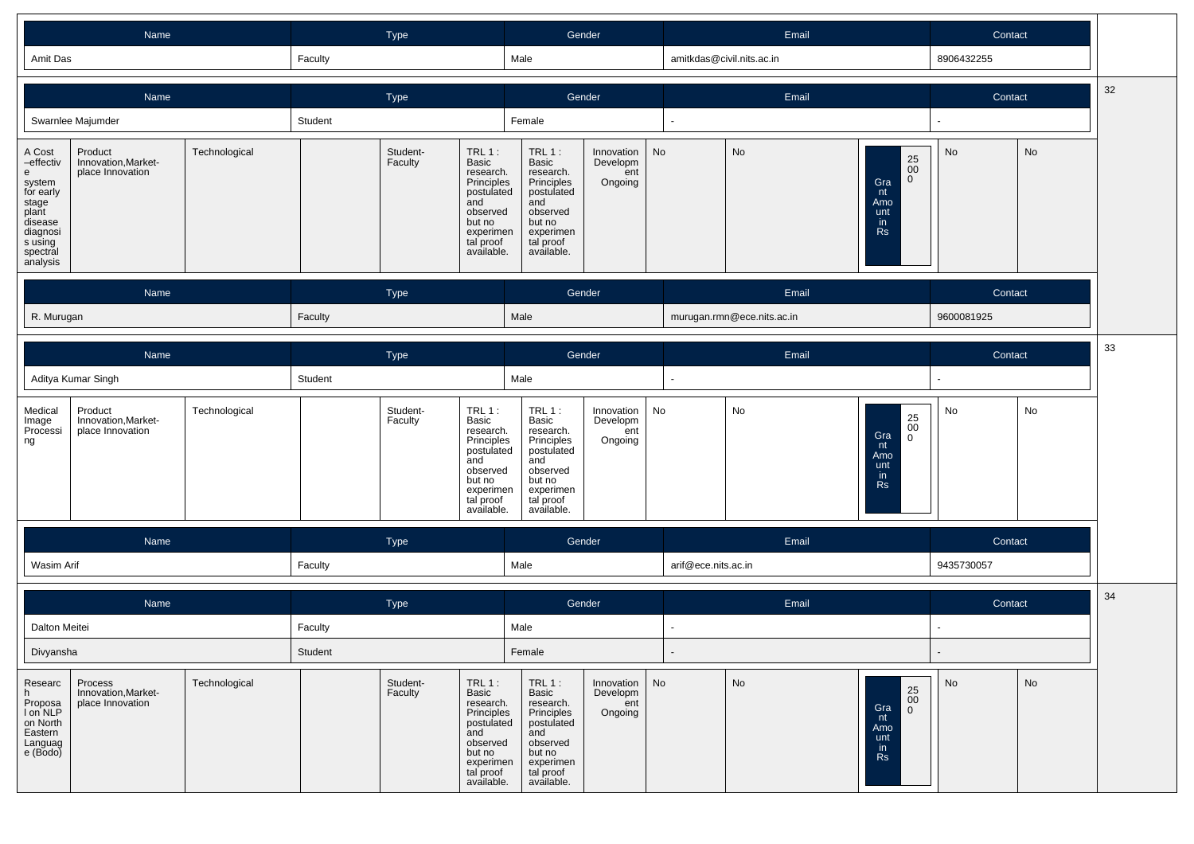| Name | Type | Gender | Email | Contact |
|---|---|---|---|---|
| Amit Das | Faculty | Male | amitkdas@civil.nits.ac.in | 8906432255 |

32

| Name | Type | Gender | Email | Contact |
|---|---|---|---|---|
| Swarnlee Majumder | Student | Female | - | - |

| | | | | | | | | | | | | |
|---|---|---|---|---|---|---|---|---|---|---|---|---|
| A Cost –effective system for early stage plant disease diagnosis using spectral analysis | Product Innovation,Market-place Innovation | Technological | | Student-Faculty | TRL 1 : Basic research. Principles postulated and observed but no experimental proof available. | TRL 1 : Basic research. Principles postulated and observed but no experimental proof available. | Innovation Development Ongoing | No | No | Grant Amount in Rs: 25000 | No | No |

| Name | Type | Gender | Email | Contact |
|---|---|---|---|---|
| R. Murugan | Faculty | Male | murugan.rmn@ece.nits.ac.in | 9600081925 |

33

| Name | Type | Gender | Email | Contact |
|---|---|---|---|---|
| Aditya Kumar Singh | Student | Male | - | - |

| | | | | | | | | | | | | |
|---|---|---|---|---|---|---|---|---|---|---|---|---|
| Medical Image Processing | Product Innovation,Market-place Innovation | Technological | | Student-Faculty | TRL 1 : Basic research. Principles postulated and observed but no experimental proof available. | TRL 1 : Basic research. Principles postulated and observed but no experimental proof available. | Innovation Development Ongoing | No | No | Grant Amount in Rs: 25000 | No | No |

| Name | Type | Gender | Email | Contact |
|---|---|---|---|---|
| Wasim Arif | Faculty | Male | arif@ece.nits.ac.in | 9435730057 |

34

| Name | Type | Gender | Email | Contact |
|---|---|---|---|---|
| Dalton Meitei | Faculty | Male | - | - |
| Divyansha | Student | Female | - | - |

| | | | | | | | | | | | | |
|---|---|---|---|---|---|---|---|---|---|---|---|---|
| Research Proposal on NLP on North Eastern Language (Bodo) | Process Innovation,Market-place Innovation | Technological | | Student-Faculty | TRL 1 : Basic research. Principles postulated and observed but no experimental proof available. | TRL 1 : Basic research. Principles postulated and observed but no experimental proof available. | Innovation Development Ongoing | No | No | Grant Amount in Rs: 25000 | No | No |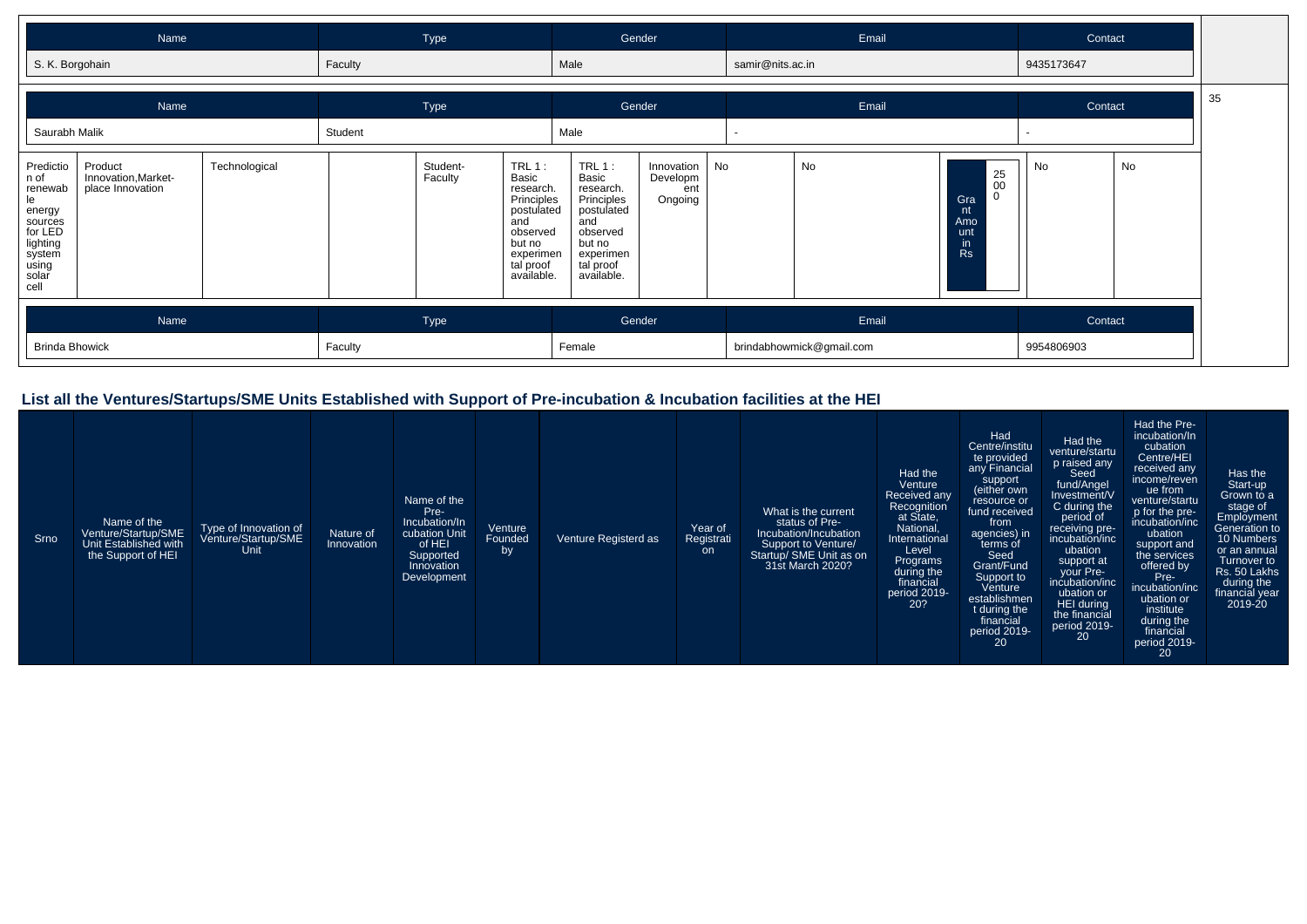| Name | Type | Gender | Email | Contact |
|---|---|---|---|---|
| S. K. Borgohain | Faculty | Male | samir@nits.ac.in | 9435173647 |

| Name | Type | Gender | Email | Contact |
|---|---|---|---|---|
| Saurabh Malik | Student | Male | - | - |

| 35 | | | | | | | | | | | | | |
|---|---|---|---|---|---|---|---|---|---|---|---|---|---|
| Prediction of renewable energy sources for LED lighting system using solar cell | Product Innovation,Market-place Innovation | Technological | | Student-Faculty | TRL 1 : Basic research. Principles postulated and observed but no experimental proof available. | TRL 1 : Basic research. Principles postulated and observed but no experimental proof available. | Innovation Development Ongoing | No | No | Grant Amount in Rs | 25000 | No | No |

| Name | Type | Gender | Email | Contact |
|---|---|---|---|---|
| Brinda Bhowick | Faculty | Female | brindabhowmick@gmail.com | 9954806903 |

## List all the Ventures/Startups/SME Units Established with Support of Pre-incubation & Incubation facilities at the HEI

| Srno | Name of the Venture/Startup/SME Unit Established with the Support of HEI | Type of Innovation of Venture/Startup/SME Unit | Nature of Innovation | Name of the Pre-Incubation/Incubation Unit of HEI Supported Innovation Development | Venture Founded by | Venture Registerd as | Year of Registration | What is the current status of Pre-Incubation/Incubation Support to Venture/ Startup/ SME Unit as on 31st March 2020? | Had the Venture Received any Recognition at State, National, International Level Programs during the financial period 2019-20? | Had Centre/institute provided any Financial support (either own resource or fund received from agencies) in terms of Seed Grant/Fund Support to Venture establishment during the financial period 2019-20 | Had the venture/startup raised any Seed fund/Angel Investment/VC during the period of receiving pre-incubation/incubation support at your Pre-incubation/incubation or HEI during the financial period 2019-20 | Had the Pre-incubation/Incubation Centre/HEI received any income/revenue from venture/startup for the pre-incubation/incubation support and the services offered by Pre-incubation/incubation or institute during the financial period 2019-20 | Has the Start-up Grown to a stage of Employment Generation to 10 Numbers or an annual Turnover to Rs. 50 Lakhs during the financial year 2019-20 |
|---|---|---|---|---|---|---|---|---|---|---|---|---|---|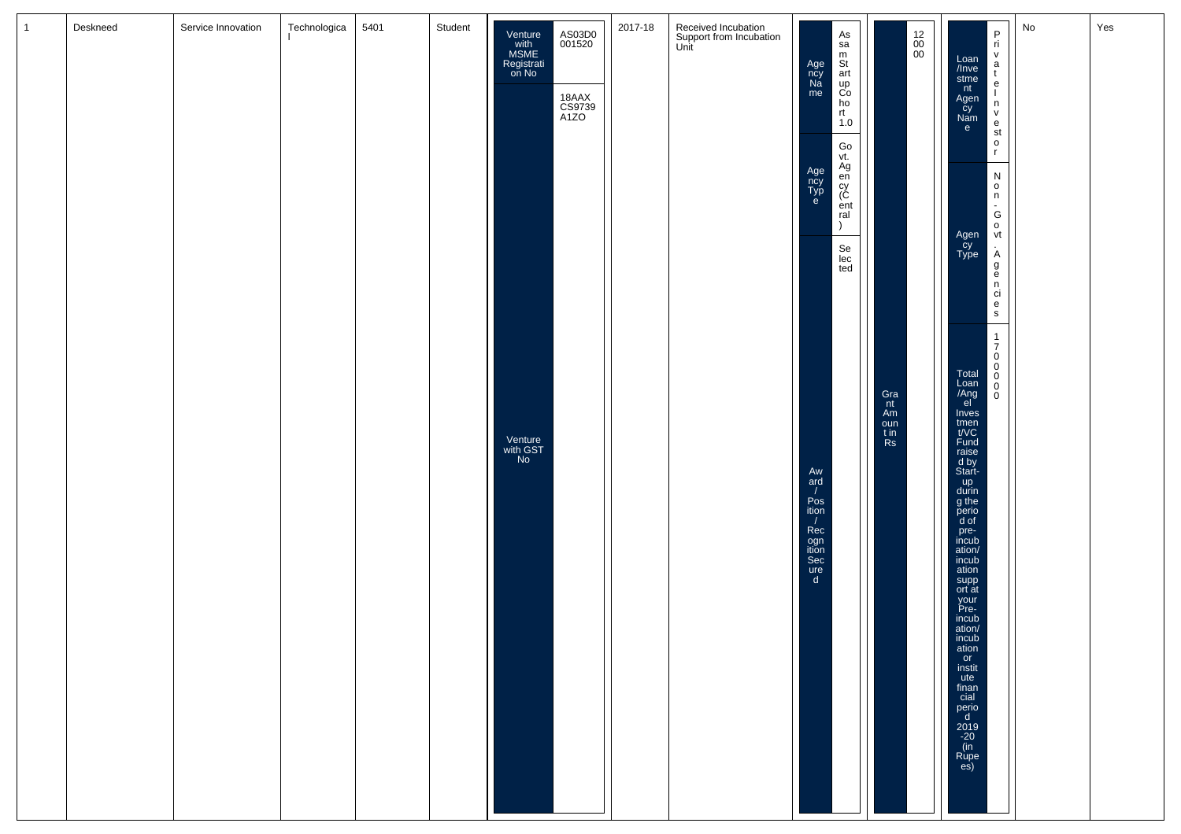| 1 | Deskneed | Service Innovation | Technological | 5401 | Student | Venture with MSME Registration No: AS03D0001520; Venture with GST No: 18AAXCS9739A1ZO | 2017-18 | Received Incubation Support from Incubation Unit | Agency Name: Assam Startup Cohort 1.0; Agency Type: Govt. Agency (Central); Award / Position / Recognition Secured: Selected | Grant Amount in Rs: 1200000 | Loan /Investment Agency Name: Private Investor; Agency Type: Non-Govt. Agencies; Total Loan /Angel Investment/VC Fund raised by Start-up during the period of pre-incubation/incubation support at your Pre-incubation/incubation or institute financial period 2019-20 (in Rupees): 17000000 | No | Yes |
|---|---|---|---|---|---|---|---|---|---|---|---|---|---|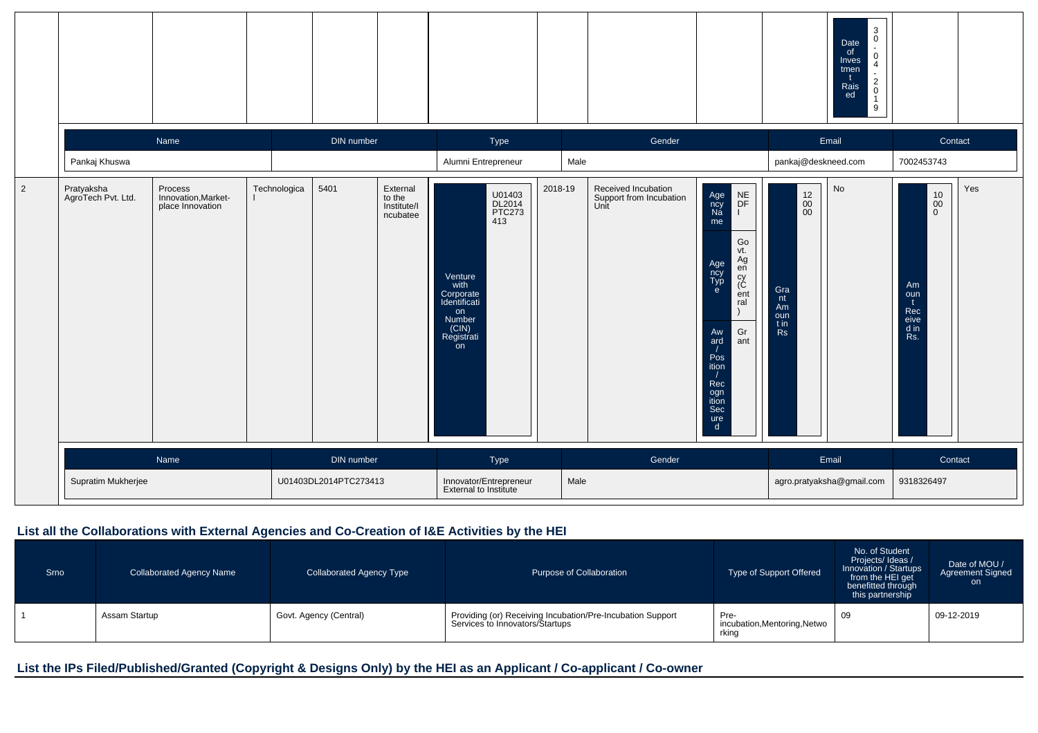| | | | | | | | | | | | Date of Investment Raised: 30-04-2019 | | |
|---|---|---|---|---|---|---|---|---|---|---|---|---|---|

| Name | DIN number | Type | Gender | Email | Contact |
|---|---|---|---|---|---|
| Pankaj Khuswa | | Alumni Entrepreneur | Male | pankaj@deskneed.com | 7002453743 |

| | | | | | | | | | | | | | |
|---|---|---|---|---|---|---|---|---|---|---|---|---|---|
| 2 | Pratyaksha AgroTech Pvt. Ltd. | Process Innovation,Market-place Innovation | Technological | 5401 | External to the Institute/Incubatee | Venture with Corporate Identification Number (CIN) Registration: U01403DL2014PTC273413 | 2018-19 | Received Incubation Support from Incubation Unit | Agency Name: NEDFI; Agency Type: Govt. Agency (Central); Award / Position / Recognition Secured: Grant | Grant Amount in Rs: 120000 | No | Amount Received in Rs.: 10000 | Yes |

| Name | DIN number | Type | Gender | Email | Contact |
|---|---|---|---|---|---|
| Supratim Mukherjee | U01403DL2014PTC273413 | Innovator/Entrepreneur External to Institute | Male | agro.pratyaksha@gmail.com | 9318326497 |

## List all the Collaborations with External Agencies and Co-Creation of I&E Activities by the HEI

| Srno | Collaborated Agency Name | Collaborated Agency Type | Purpose of Collaboration | Type of Support Offered | No. of Student Projects/ Ideas / Innovation / Startups from the HEI get benefitted through this partnership | Date of MOU / Agreement Signed on |
|---|---|---|---|---|---|---|
| 1 | Assam Startup | Govt. Agency (Central) | Providing (or) Receiving Incubation/Pre-Incubation Support Services to Innovators/Startups | Pre-incubation,Mentoring,Networking | 09 | 09-12-2019 |

## List the IPs Filed/Published/Granted (Copyright & Designs Only) by the HEI as an Applicant / Co-applicant / Co-owner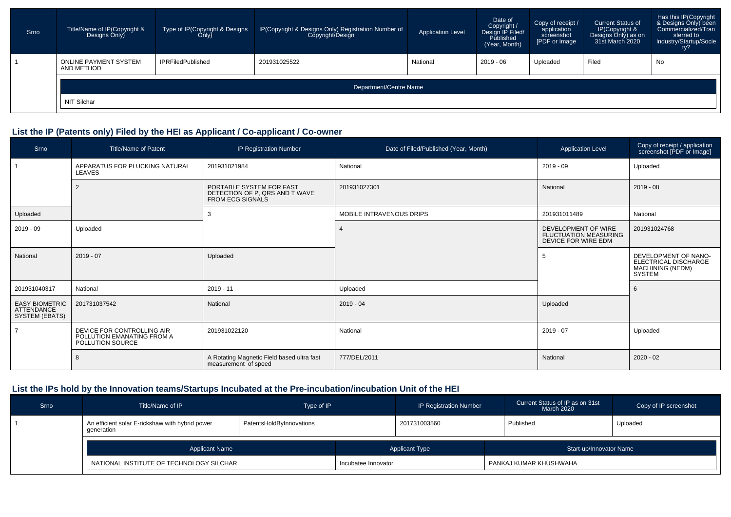| Srno | Title/Name of IP(Copyright & Designs Only) | Type of IP(Copyright & Designs Only) | IP(Copyright & Designs Only) Registration Number of Copyright/Design | Application Level | Date of Copyright / Design IP Filed/ Published (Year, Month) | Copy of receipt / application screenshot [PDF or Image | Current Status of IP(Copyright & Designs Only) as on 31st March 2020 | Has this IP(Copyright & Designs Only) been Commercialized/Transferred to Industry/Startup/Society? |
|---|---|---|---|---|---|---|---|---|
| 1 | ONLINE PAYMENT SYSTEM AND METHOD | IPRFiledPublished | 201931025522 | National | 2019 - 06 | Uploaded | Filed | No |

| Department/Centre Name |
|---|
| NIT Silchar |

## List the IP (Patents only) Filed by the HEI as Applicant / Co-applicant / Co-owner

| Srno | Title/Name of Patent | IP Registration Number | Date of Filed/Published (Year, Month) | Application Level | Copy of receipt / application screenshot [PDF or Image] |
|---|---|---|---|---|---|
| 1 | APPARATUS FOR PLUCKING NATURAL LEAVES | 201931021984 | National | 2019 - 09 | Uploaded |
| 2 | PORTABLE SYSTEM FOR FAST DETECTION OF P, QRS AND T WAVE FROM ECG SIGNALS | 201931027301 | National | 2019 - 08 | Uploaded |
| 3 | MOBILE INTRAVENOUS DRIPS | 201931011489 | National | 2019 - 09 | Uploaded |
| 4 | DEVELOPMENT OF WIRE FLUCTUATION MEASURING DEVICE FOR WIRE EDM | 201931024768 | National | 2019 - 07 | Uploaded |
| 5 | DEVELOPMENT OF NANO-ELECTRICAL DISCHARGE MACHINING (NEDM) SYSTEM | 201931040317 | National | 2019 - 11 | Uploaded |
| 6 | EASY BIOMETRIC ATTENDANCE SYSTEM (EBATS) | 201731037542 | National | 2019 - 04 | Uploaded |
| 7 | DEVICE FOR CONTROLLING AIR POLLUTION EMANATING FROM A POLLUTION SOURCE | 201931022120 | National | 2019 - 07 | Uploaded |
| 8 | A Rotating Magnetic Field based ultra fast measurement of speed | 777/DEL/2011 | National | 2020 - 02 | |

## List the IPs hold by the Innovation teams/Startups Incubated at the Pre-incubation/incubation Unit of the HEI

| Srno | Title/Name of IP | Type of IP | IP Registration Number | Current Status of IP as on 31st March 2020 | Copy of IP screenshot |
|---|---|---|---|---|---|
| 1 | An efficient solar E-rickshaw with hybrid power generation | PatentsHoldByInnovations | 201731003560 | Published | Uploaded |

| Applicant Name | Applicant Type | Start-up/Innovator Name |
|---|---|---|
| NATIONAL INSTITUTE OF TECHNOLOGY SILCHAR | Incubatee Innovator | PANKAJ KUMAR KHUSHWAHA |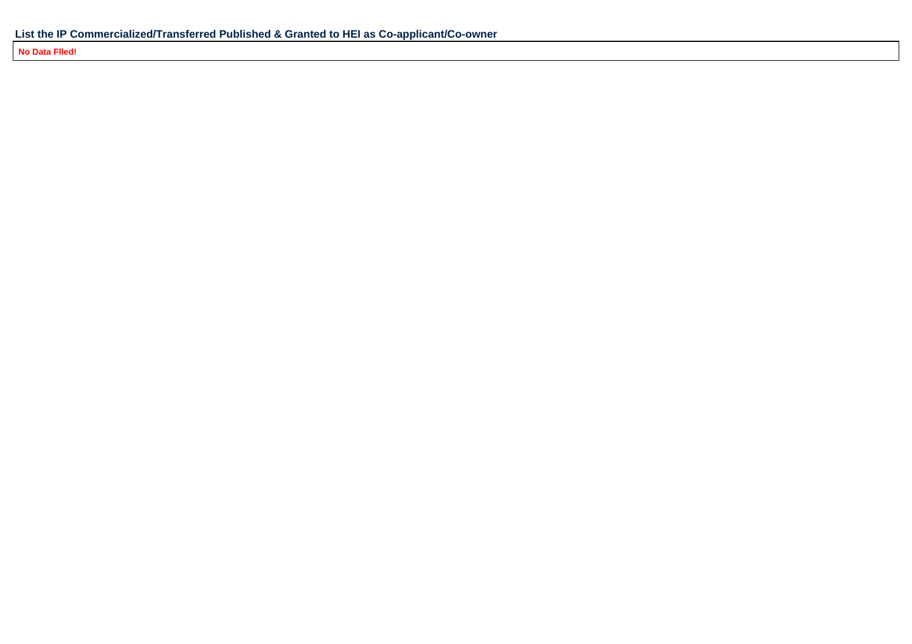### List the IP Commercialized/Transferred Published & Granted to HEI as Co-applicant/Co-owner

| **No Data FIled!** |
|---|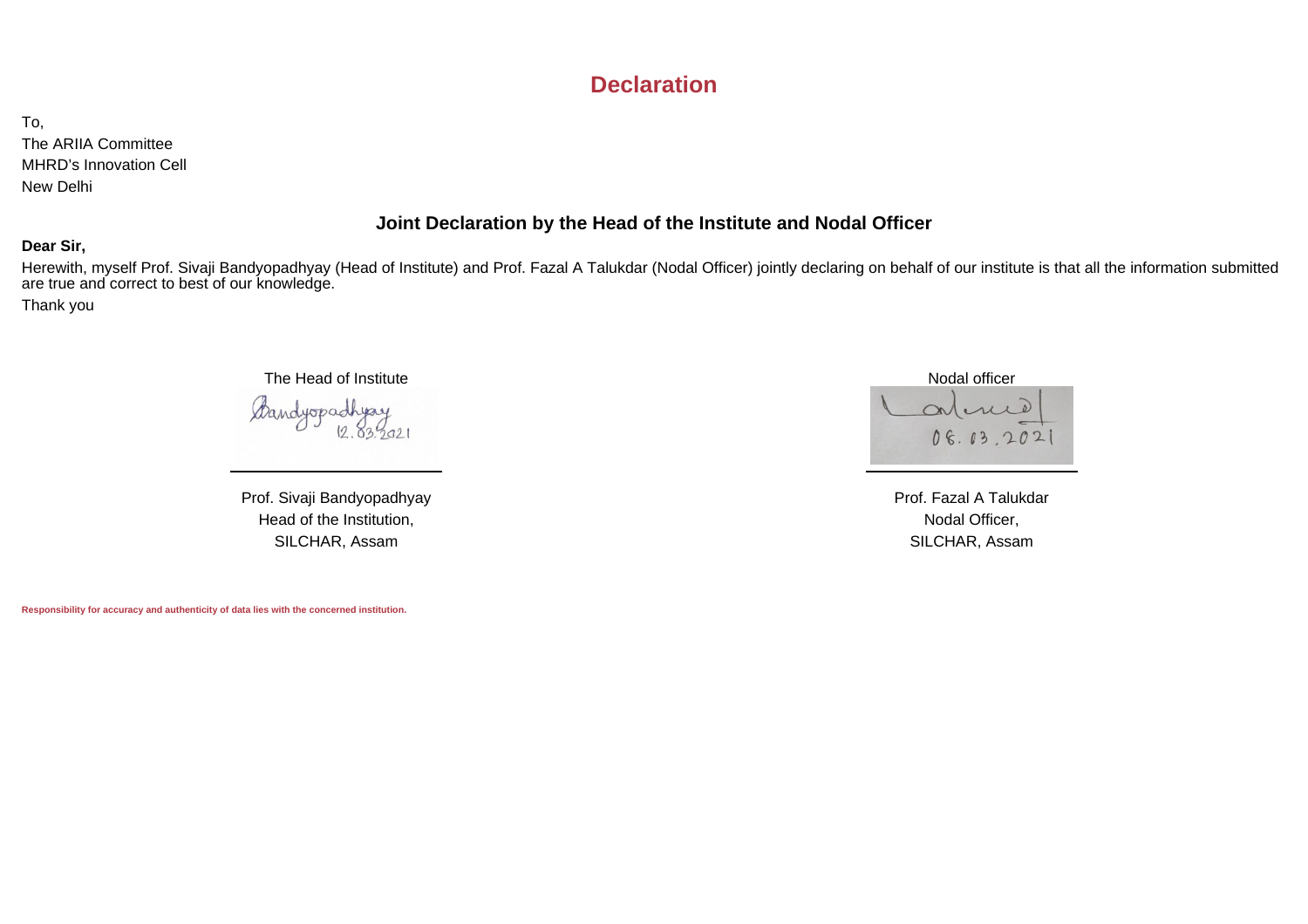# Declaration

To,
The ARIIA Committee
MHRD's Innovation Cell
New Delhi

## Joint Declaration by the Head of the Institute and Nodal Officer

**Dear Sir,**

Herewith, myself Prof. Sivaji Bandyopadhyay (Head of Institute) and Prof. Fazal A Talukdar (Nodal Officer) jointly declaring on behalf of our institute is that all the information submitted are true and correct to best of our knowledge.

Thank you

The Head of Institute

Bandyopadhyay
12.03.2021

Prof. Sivaji Bandyopadhyay
Head of the Institution,
SILCHAR, Assam

Nodal officer

08.03.2021

Prof. Fazal A Talukdar
Nodal Officer,
SILCHAR, Assam

Responsibility for accuracy and authenticity of data lies with the concerned institution.